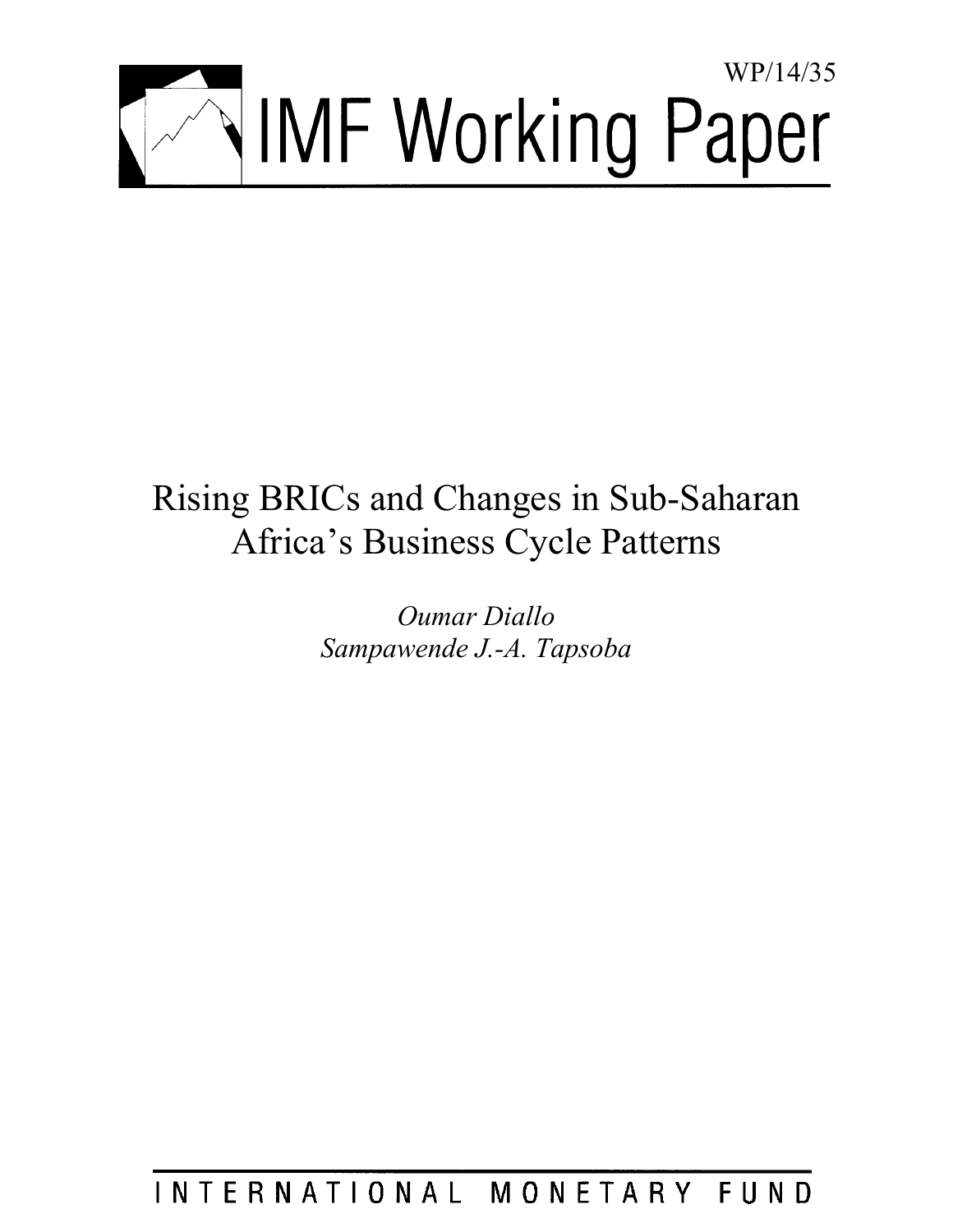WP/14/35

# IMF Working Paper

# Rising BRICs and Changes in Sub-Saharan Africa's Business Cycle Patterns

*Oumar Diallo*
*Sampawende J.-A. Tapsoba*

INTERNATIONAL MONETARY FUND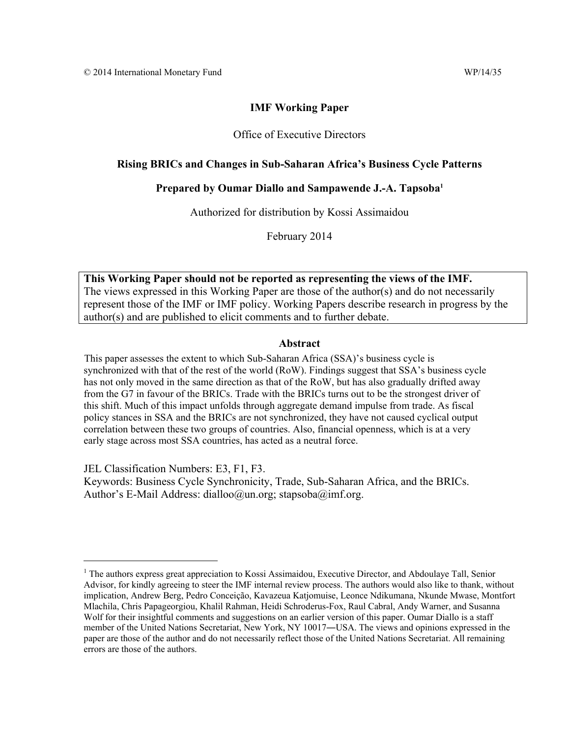© 2014 International Monetary Fund WP/14/35

**IMF Working Paper**

Office of Executive Directors

**Rising BRICs and Changes in Sub-Saharan Africa's Business Cycle Patterns**

**Prepared by Oumar Diallo and Sampawende J.-A. Tapsoba[1]**

Authorized for distribution by Kossi Assimaidou

February 2014

**This Working Paper should not be reported as representing the views of the IMF.**
The views expressed in this Working Paper are those of the author(s) and do not necessarily represent those of the IMF or IMF policy. Working Papers describe research in progress by the author(s) and are published to elicit comments and to further debate.

**Abstract**

This paper assesses the extent to which Sub-Saharan Africa (SSA)'s business cycle is synchronized with that of the rest of the world (RoW). Findings suggest that SSA's business cycle has not only moved in the same direction as that of the RoW, but has also gradually drifted away from the G7 in favour of the BRICs. Trade with the BRICs turns out to be the strongest driver of this shift. Much of this impact unfolds through aggregate demand impulse from trade. As fiscal policy stances in SSA and the BRICs are not synchronized, they have not caused cyclical output correlation between these two groups of countries. Also, financial openness, which is at a very early stage across most SSA countries, has acted as a neutral force.

JEL Classification Numbers: E3, F1, F3.
Keywords: Business Cycle Synchronicity, Trade, Sub-Saharan Africa, and the BRICs.
Author's E-Mail Address: dialloo@un.org; stapsoba@imf.org.

---

[1] The authors express great appreciation to Kossi Assimaidou, Executive Director, and Abdoulaye Tall, Senior Advisor, for kindly agreeing to steer the IMF internal review process. The authors would also like to thank, without implication, Andrew Berg, Pedro Conceição, Kavazeua Katjomuise, Leonce Ndikumana, Nkunde Mwase, Montfort Mlachila, Chris Papageorgiou, Khalil Rahman, Heidi Schroderus-Fox, Raul Cabral, Andy Warner, and Susanna Wolf for their insightful comments and suggestions on an earlier version of this paper. Oumar Diallo is a staff member of the United Nations Secretariat, New York, NY 10017―USA. The views and opinions expressed in the paper are those of the author and do not necessarily reflect those of the United Nations Secretariat. All remaining errors are those of the authors.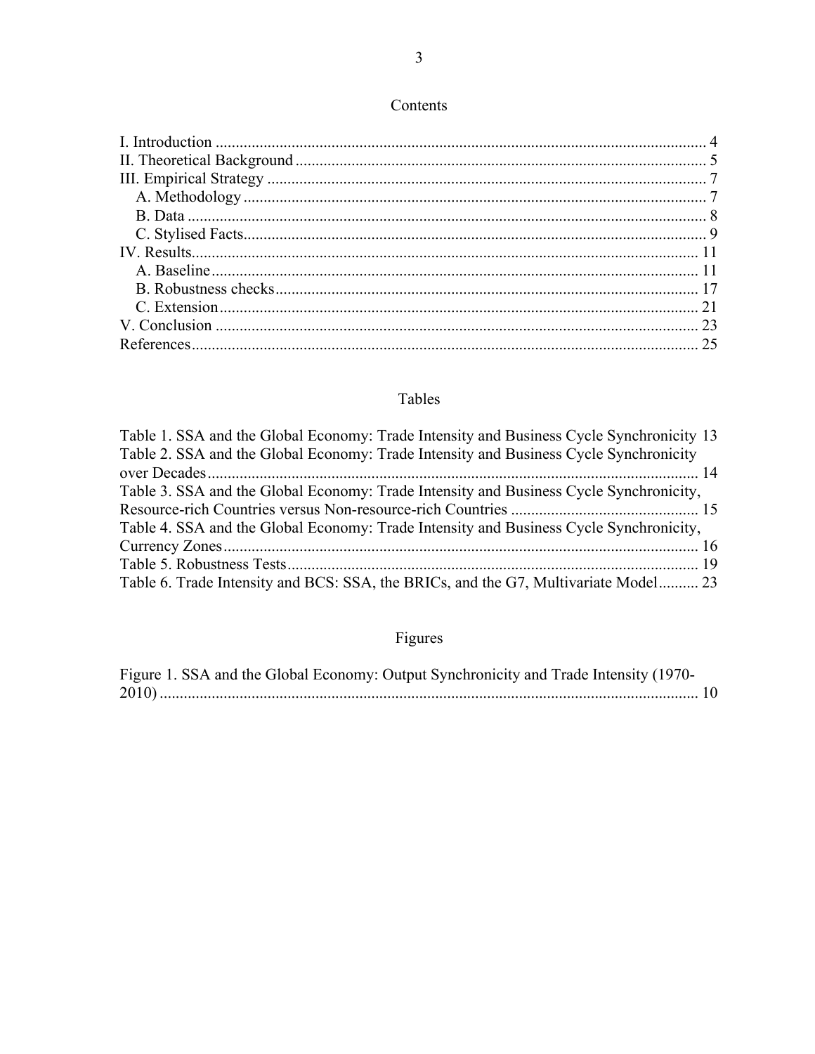# Contents

I. Introduction .......... 4
II. Theoretical Background .......... 5
III. Empirical Strategy .......... 7
  A. Methodology .......... 7
  B. Data .......... 8
  C. Stylised Facts .......... 9
IV. Results .......... 11
  A. Baseline .......... 11
  B. Robustness checks .......... 17
  C. Extension .......... 21
V. Conclusion .......... 23
References .......... 25

# Tables

Table 1. SSA and the Global Economy: Trade Intensity and Business Cycle Synchronicity 13
Table 2. SSA and the Global Economy: Trade Intensity and Business Cycle Synchronicity over Decades .......... 14
Table 3. SSA and the Global Economy: Trade Intensity and Business Cycle Synchronicity, Resource-rich Countries versus Non-resource-rich Countries .......... 15
Table 4. SSA and the Global Economy: Trade Intensity and Business Cycle Synchronicity, Currency Zones .......... 16
Table 5. Robustness Tests .......... 19
Table 6. Trade Intensity and BCS: SSA, the BRICs, and the G7, Multivariate Model .......... 23

# Figures

Figure 1. SSA and the Global Economy: Output Synchronicity and Trade Intensity (1970-2010) .......... 10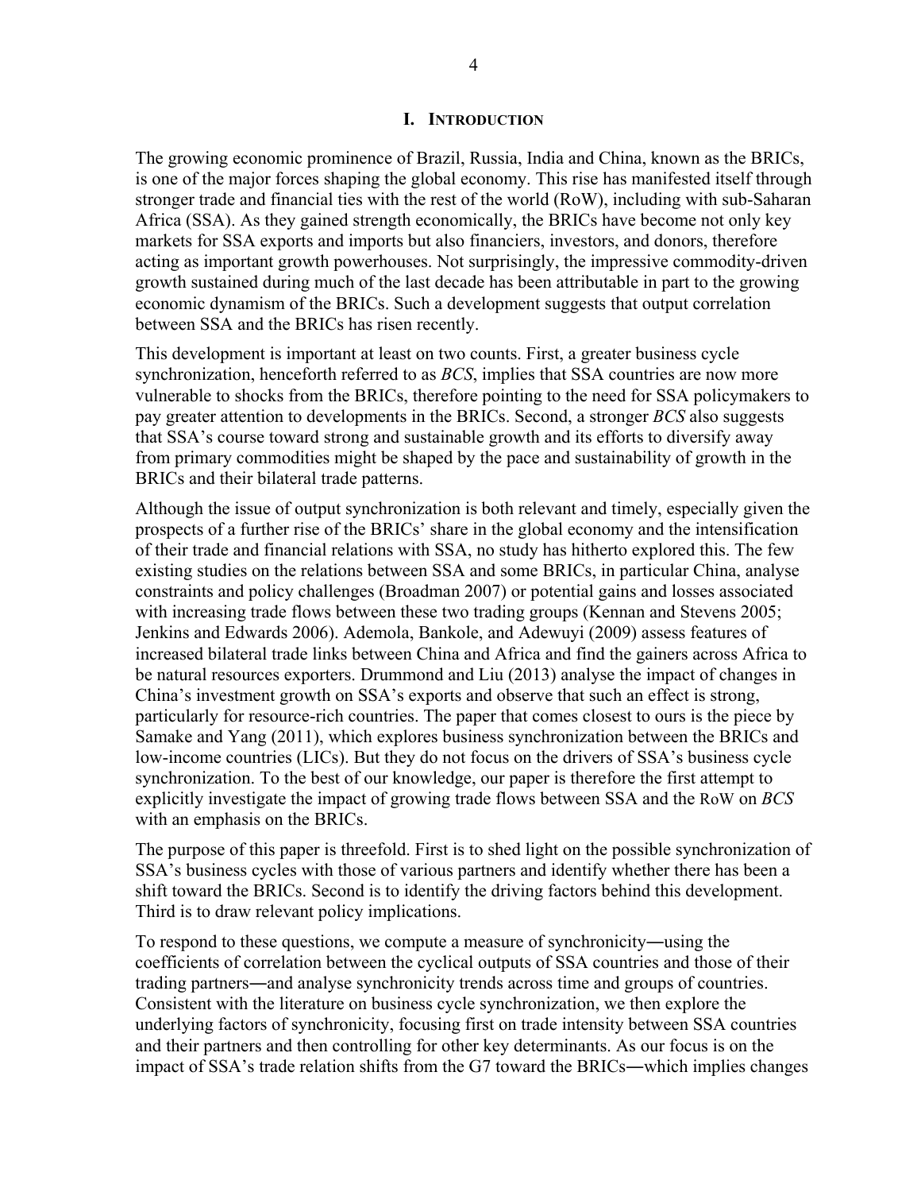# I. INTRODUCTION

The growing economic prominence of Brazil, Russia, India and China, known as the BRICs, is one of the major forces shaping the global economy. This rise has manifested itself through stronger trade and financial ties with the rest of the world (RoW), including with sub-Saharan Africa (SSA). As they gained strength economically, the BRICs have become not only key markets for SSA exports and imports but also financiers, investors, and donors, therefore acting as important growth powerhouses. Not surprisingly, the impressive commodity-driven growth sustained during much of the last decade has been attributable in part to the growing economic dynamism of the BRICs. Such a development suggests that output correlation between SSA and the BRICs has risen recently.

This development is important at least on two counts. First, a greater business cycle synchronization, henceforth referred to as *BCS*, implies that SSA countries are now more vulnerable to shocks from the BRICs, therefore pointing to the need for SSA policymakers to pay greater attention to developments in the BRICs. Second, a stronger *BCS* also suggests that SSA's course toward strong and sustainable growth and its efforts to diversify away from primary commodities might be shaped by the pace and sustainability of growth in the BRICs and their bilateral trade patterns.

Although the issue of output synchronization is both relevant and timely, especially given the prospects of a further rise of the BRICs' share in the global economy and the intensification of their trade and financial relations with SSA, no study has hitherto explored this. The few existing studies on the relations between SSA and some BRICs, in particular China, analyse constraints and policy challenges (Broadman 2007) or potential gains and losses associated with increasing trade flows between these two trading groups (Kennan and Stevens 2005; Jenkins and Edwards 2006). Ademola, Bankole, and Adewuyi (2009) assess features of increased bilateral trade links between China and Africa and find the gainers across Africa to be natural resources exporters. Drummond and Liu (2013) analyse the impact of changes in China's investment growth on SSA's exports and observe that such an effect is strong, particularly for resource-rich countries. The paper that comes closest to ours is the piece by Samake and Yang (2011), which explores business synchronization between the BRICs and low-income countries (LICs). But they do not focus on the drivers of SSA's business cycle synchronization. To the best of our knowledge, our paper is therefore the first attempt to explicitly investigate the impact of growing trade flows between SSA and the RoW on *BCS* with an emphasis on the BRICs.

The purpose of this paper is threefold. First is to shed light on the possible synchronization of SSA's business cycles with those of various partners and identify whether there has been a shift toward the BRICs. Second is to identify the driving factors behind this development. Third is to draw relevant policy implications.

To respond to these questions, we compute a measure of synchronicity—using the coefficients of correlation between the cyclical outputs of SSA countries and those of their trading partners—and analyse synchronicity trends across time and groups of countries. Consistent with the literature on business cycle synchronization, we then explore the underlying factors of synchronicity, focusing first on trade intensity between SSA countries and their partners and then controlling for other key determinants. As our focus is on the impact of SSA's trade relation shifts from the G7 toward the BRICs—which implies changes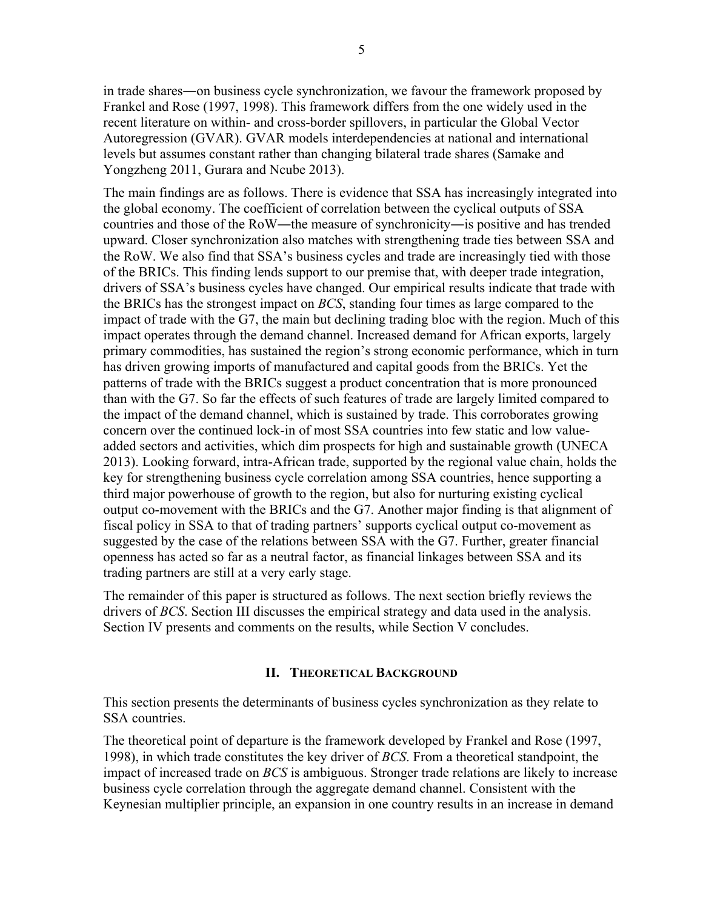in trade shares―on business cycle synchronization, we favour the framework proposed by Frankel and Rose (1997, 1998). This framework differs from the one widely used in the recent literature on within- and cross-border spillovers, in particular the Global Vector Autoregression (GVAR). GVAR models interdependencies at national and international levels but assumes constant rather than changing bilateral trade shares (Samake and Yongzheng 2011, Gurara and Ncube 2013).

The main findings are as follows. There is evidence that SSA has increasingly integrated into the global economy. The coefficient of correlation between the cyclical outputs of SSA countries and those of the RoW―the measure of synchronicity―is positive and has trended upward. Closer synchronization also matches with strengthening trade ties between SSA and the RoW. We also find that SSA's business cycles and trade are increasingly tied with those of the BRICs. This finding lends support to our premise that, with deeper trade integration, drivers of SSA's business cycles have changed. Our empirical results indicate that trade with the BRICs has the strongest impact on *BCS*, standing four times as large compared to the impact of trade with the G7, the main but declining trading bloc with the region. Much of this impact operates through the demand channel. Increased demand for African exports, largely primary commodities, has sustained the region's strong economic performance, which in turn has driven growing imports of manufactured and capital goods from the BRICs. Yet the patterns of trade with the BRICs suggest a product concentration that is more pronounced than with the G7. So far the effects of such features of trade are largely limited compared to the impact of the demand channel, which is sustained by trade. This corroborates growing concern over the continued lock-in of most SSA countries into few static and low value-added sectors and activities, which dim prospects for high and sustainable growth (UNECA 2013). Looking forward, intra-African trade, supported by the regional value chain, holds the key for strengthening business cycle correlation among SSA countries, hence supporting a third major powerhouse of growth to the region, but also for nurturing existing cyclical output co-movement with the BRICs and the G7. Another major finding is that alignment of fiscal policy in SSA to that of trading partners' supports cyclical output co-movement as suggested by the case of the relations between SSA with the G7. Further, greater financial openness has acted so far as a neutral factor, as financial linkages between SSA and its trading partners are still at a very early stage.

The remainder of this paper is structured as follows. The next section briefly reviews the drivers of *BCS*. Section III discusses the empirical strategy and data used in the analysis. Section IV presents and comments on the results, while Section V concludes.

## II. Theoretical Background

This section presents the determinants of business cycles synchronization as they relate to SSA countries.

The theoretical point of departure is the framework developed by Frankel and Rose (1997, 1998), in which trade constitutes the key driver of *BCS*. From a theoretical standpoint, the impact of increased trade on *BCS* is ambiguous. Stronger trade relations are likely to increase business cycle correlation through the aggregate demand channel. Consistent with the Keynesian multiplier principle, an expansion in one country results in an increase in demand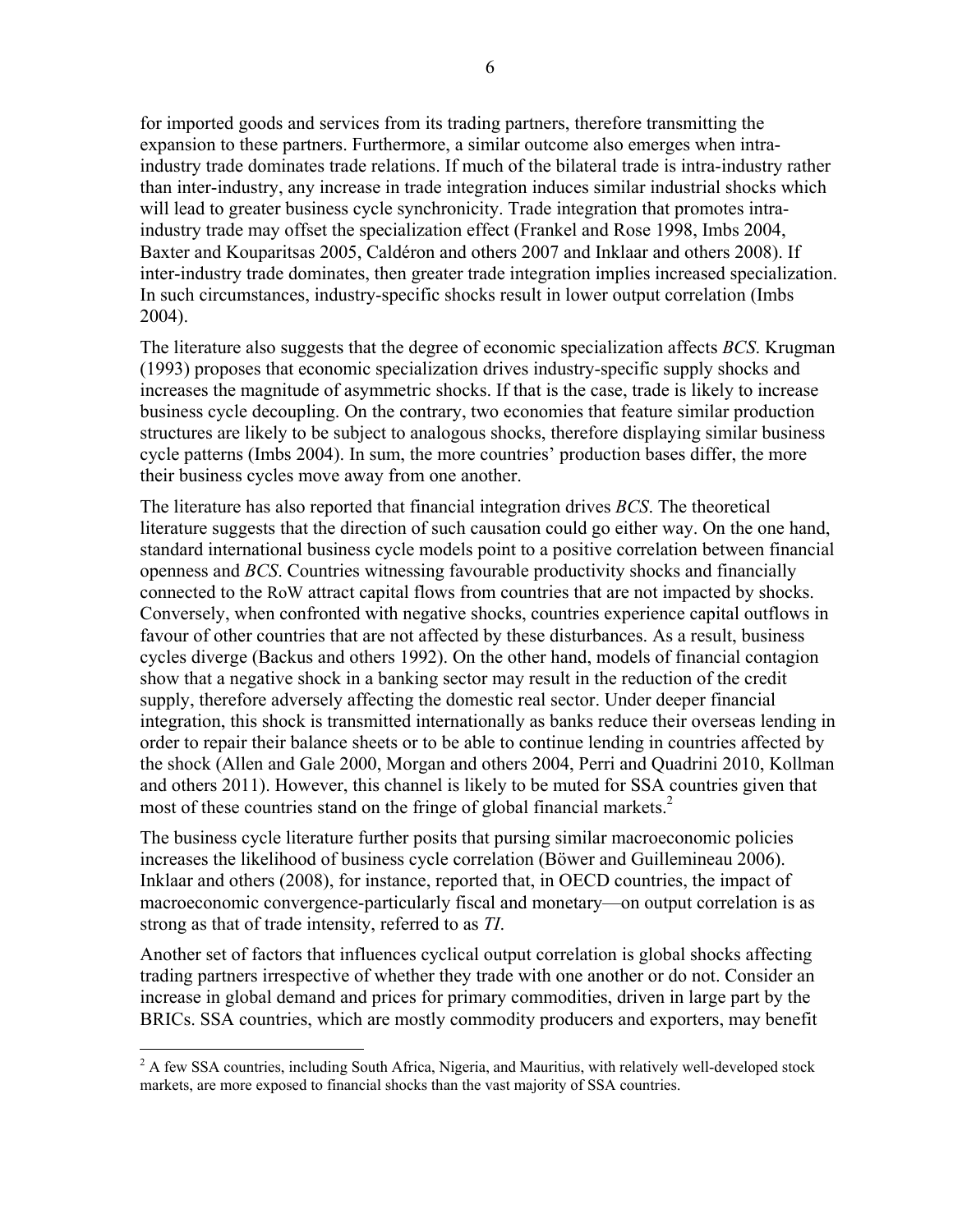for imported goods and services from its trading partners, therefore transmitting the expansion to these partners. Furthermore, a similar outcome also emerges when intra-industry trade dominates trade relations. If much of the bilateral trade is intra-industry rather than inter-industry, any increase in trade integration induces similar industrial shocks which will lead to greater business cycle synchronicity. Trade integration that promotes intra-industry trade may offset the specialization effect (Frankel and Rose 1998, Imbs 2004, Baxter and Kouparitsas 2005, Caldéron and others 2007 and Inklaar and others 2008). If inter-industry trade dominates, then greater trade integration implies increased specialization. In such circumstances, industry-specific shocks result in lower output correlation (Imbs 2004).

The literature also suggests that the degree of economic specialization affects *BCS*. Krugman (1993) proposes that economic specialization drives industry-specific supply shocks and increases the magnitude of asymmetric shocks. If that is the case, trade is likely to increase business cycle decoupling. On the contrary, two economies that feature similar production structures are likely to be subject to analogous shocks, therefore displaying similar business cycle patterns (Imbs 2004). In sum, the more countries' production bases differ, the more their business cycles move away from one another.

The literature has also reported that financial integration drives *BCS*. The theoretical literature suggests that the direction of such causation could go either way. On the one hand, standard international business cycle models point to a positive correlation between financial openness and *BCS*. Countries witnessing favourable productivity shocks and financially connected to the RoW attract capital flows from countries that are not impacted by shocks. Conversely, when confronted with negative shocks, countries experience capital outflows in favour of other countries that are not affected by these disturbances. As a result, business cycles diverge (Backus and others 1992). On the other hand, models of financial contagion show that a negative shock in a banking sector may result in the reduction of the credit supply, therefore adversely affecting the domestic real sector. Under deeper financial integration, this shock is transmitted internationally as banks reduce their overseas lending in order to repair their balance sheets or to be able to continue lending in countries affected by the shock (Allen and Gale 2000, Morgan and others 2004, Perri and Quadrini 2010, Kollman and others 2011). However, this channel is likely to be muted for SSA countries given that most of these countries stand on the fringe of global financial markets.[2]

The business cycle literature further posits that pursing similar macroeconomic policies increases the likelihood of business cycle correlation (Böwer and Guillemineau 2006). Inklaar and others (2008), for instance, reported that, in OECD countries, the impact of macroeconomic convergence-particularly fiscal and monetary—on output correlation is as strong as that of trade intensity, referred to as *TI*.

Another set of factors that influences cyclical output correlation is global shocks affecting trading partners irrespective of whether they trade with one another or do not. Consider an increase in global demand and prices for primary commodities, driven in large part by the BRICs. SSA countries, which are mostly commodity producers and exporters, may benefit

---

[2] A few SSA countries, including South Africa, Nigeria, and Mauritius, with relatively well-developed stock markets, are more exposed to financial shocks than the vast majority of SSA countries.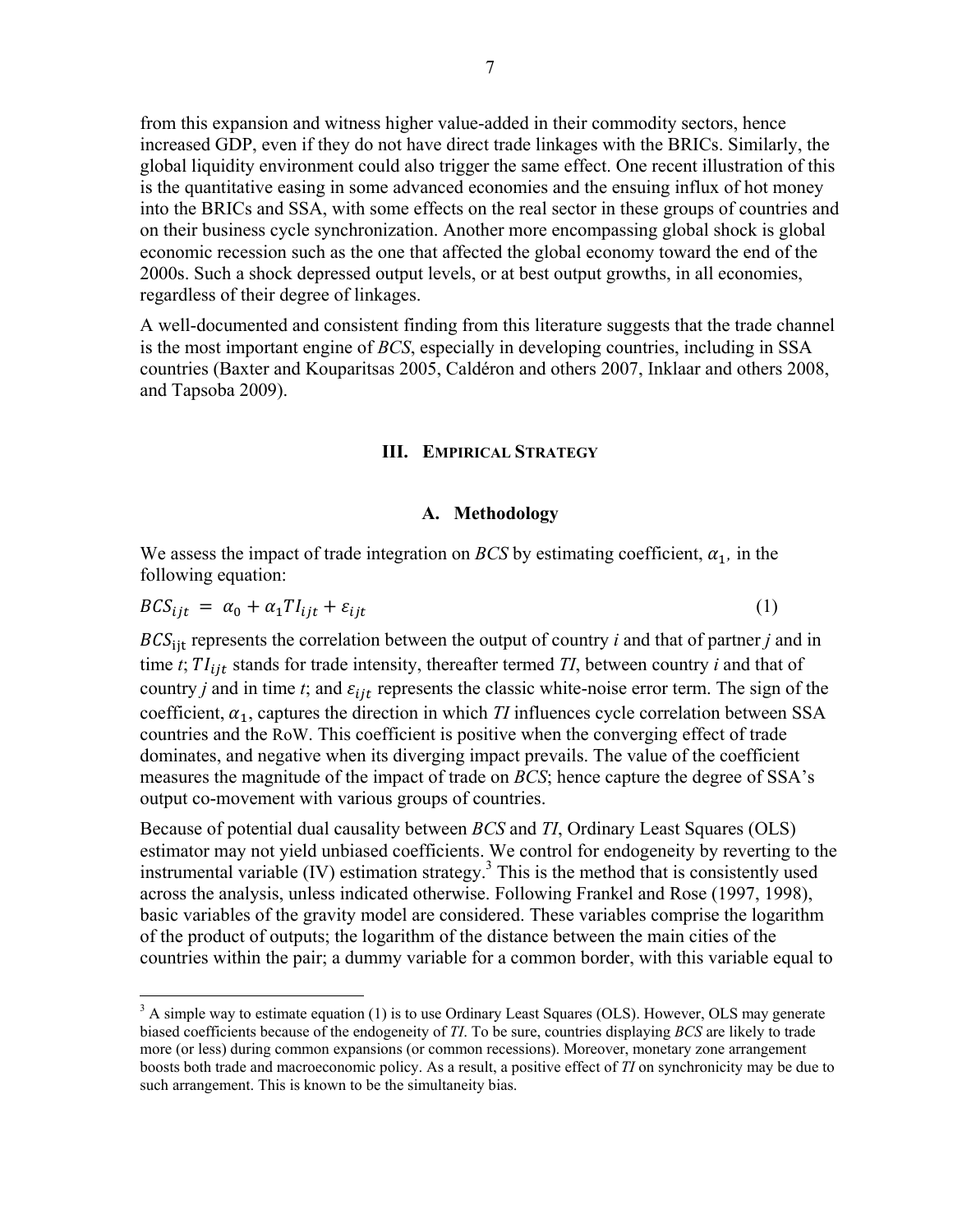from this expansion and witness higher value-added in their commodity sectors, hence increased GDP, even if they do not have direct trade linkages with the BRICs. Similarly, the global liquidity environment could also trigger the same effect. One recent illustration of this is the quantitative easing in some advanced economies and the ensuing influx of hot money into the BRICs and SSA, with some effects on the real sector in these groups of countries and on their business cycle synchronization. Another more encompassing global shock is global economic recession such as the one that affected the global economy toward the end of the 2000s. Such a shock depressed output levels, or at best output growths, in all economies, regardless of their degree of linkages.

A well-documented and consistent finding from this literature suggests that the trade channel is the most important engine of *BCS*, especially in developing countries, including in SSA countries (Baxter and Kouparitsas 2005, Caldéron and others 2007, Inklaar and others 2008, and Tapsoba 2009).

## III. Empirical Strategy

### A. Methodology

We assess the impact of trade integration on *BCS* by estimating coefficient, $\alpha_1$, in the following equation:

$$BCS_{ijt} = \alpha_0 + \alpha_1 TI_{ijt} + \varepsilon_{ijt} \quad (1)$$

$BCS_{ijt}$ represents the correlation between the output of country *i* and that of partner *j* and in time *t*; $TI_{ijt}$ stands for trade intensity, thereafter termed *TI*, between country *i* and that of country *j* and in time *t*; and $\varepsilon_{ijt}$ represents the classic white-noise error term. The sign of the coefficient, $\alpha_1$, captures the direction in which *TI* influences cycle correlation between SSA countries and the RoW. This coefficient is positive when the converging effect of trade dominates, and negative when its diverging impact prevails. The value of the coefficient measures the magnitude of the impact of trade on *BCS*; hence capture the degree of SSA's output co-movement with various groups of countries.

Because of potential dual causality between *BCS* and *TI*, Ordinary Least Squares (OLS) estimator may not yield unbiased coefficients. We control for endogeneity by reverting to the instrumental variable (IV) estimation strategy.[3] This is the method that is consistently used across the analysis, unless indicated otherwise. Following Frankel and Rose (1997, 1998), basic variables of the gravity model are considered. These variables comprise the logarithm of the product of outputs; the logarithm of the distance between the main cities of the countries within the pair; a dummy variable for a common border, with this variable equal to

[3] A simple way to estimate equation (1) is to use Ordinary Least Squares (OLS). However, OLS may generate biased coefficients because of the endogeneity of *TI*. To be sure, countries displaying *BCS* are likely to trade more (or less) during common expansions (or common recessions). Moreover, monetary zone arrangement boosts both trade and macroeconomic policy. As a result, a positive effect of *TI* on synchronicity may be due to such arrangement. This is known to be the simultaneity bias.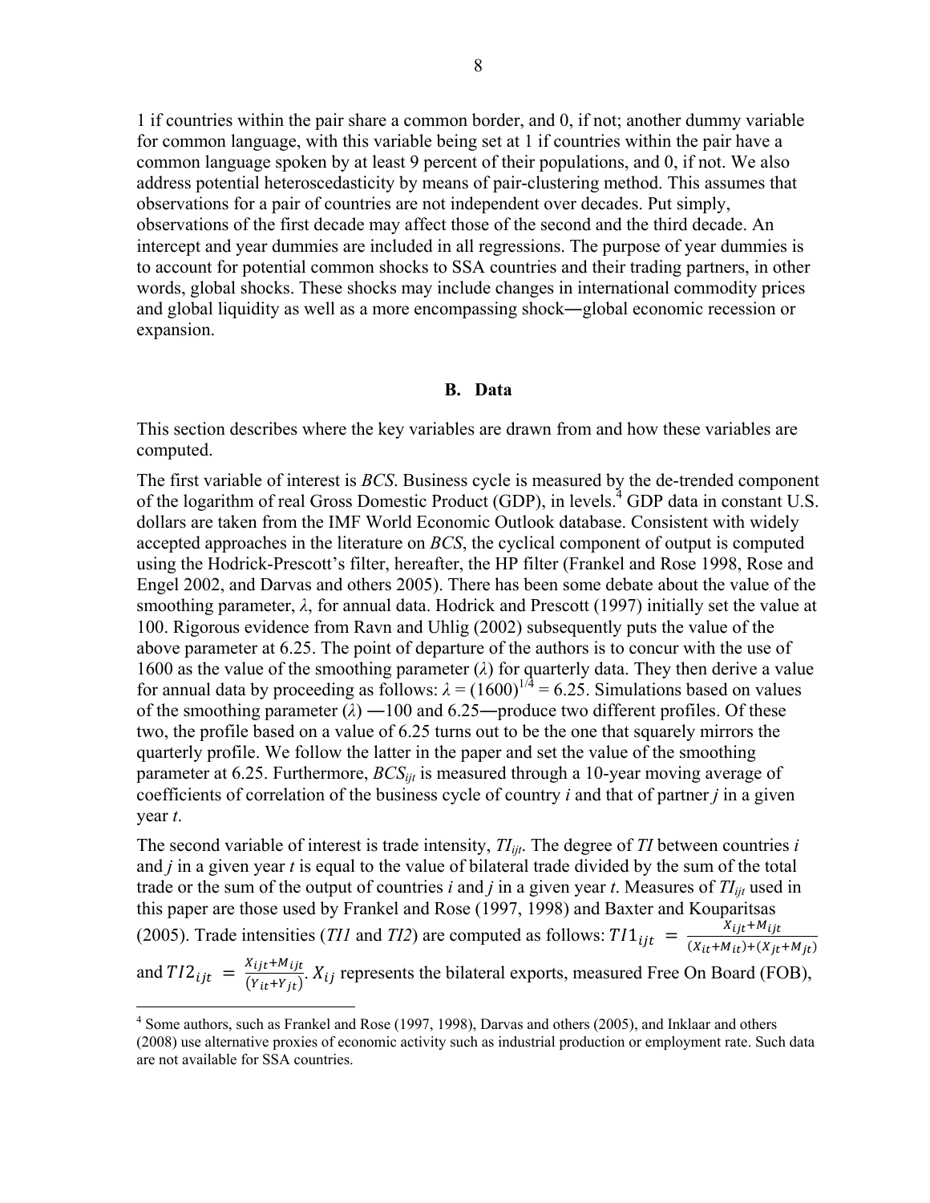1 if countries within the pair share a common border, and 0, if not; another dummy variable for common language, with this variable being set at 1 if countries within the pair have a common language spoken by at least 9 percent of their populations, and 0, if not. We also address potential heteroscedasticity by means of pair-clustering method. This assumes that observations for a pair of countries are not independent over decades. Put simply, observations of the first decade may affect those of the second and the third decade. An intercept and year dummies are included in all regressions. The purpose of year dummies is to account for potential common shocks to SSA countries and their trading partners, in other words, global shocks. These shocks may include changes in international commodity prices and global liquidity as well as a more encompassing shock―global economic recession or expansion.

## B. Data

This section describes where the key variables are drawn from and how these variables are computed.

The first variable of interest is *BCS*. Business cycle is measured by the de-trended component of the logarithm of real Gross Domestic Product (GDP), in levels.[4] GDP data in constant U.S. dollars are taken from the IMF World Economic Outlook database. Consistent with widely accepted approaches in the literature on *BCS*, the cyclical component of output is computed using the Hodrick-Prescott's filter, hereafter, the HP filter (Frankel and Rose 1998, Rose and Engel 2002, and Darvas and others 2005). There has been some debate about the value of the smoothing parameter, $\lambda$, for annual data. Hodrick and Prescott (1997) initially set the value at 100. Rigorous evidence from Ravn and Uhlig (2002) subsequently puts the value of the above parameter at 6.25. The point of departure of the authors is to concur with the use of 1600 as the value of the smoothing parameter ($\lambda$) for quarterly data. They then derive a value for annual data by proceeding as follows: $\lambda = (1600)^{1/4} = 6.25$. Simulations based on values of the smoothing parameter ($\lambda$) ―100 and 6.25―produce two different profiles. Of these two, the profile based on a value of 6.25 turns out to be the one that squarely mirrors the quarterly profile. We follow the latter in the paper and set the value of the smoothing parameter at 6.25. Furthermore, $BCS_{ijt}$ is measured through a 10-year moving average of coefficients of correlation of the business cycle of country *i* and that of partner *j* in a given year *t*.

The second variable of interest is trade intensity, $TI_{ijt}$. The degree of *TI* between countries *i* and *j* in a given year *t* is equal to the value of bilateral trade divided by the sum of the total trade or the sum of the output of countries *i* and *j* in a given year *t*. Measures of $TI_{ijt}$ used in this paper are those used by Frankel and Rose (1997, 1998) and Baxter and Kouparitsas (2005). Trade intensities (*TI1* and *TI2*) are computed as follows: $TI1_{ijt} = \frac{X_{ijt}+M_{ijt}}{(X_{it}+M_{it})+(X_{jt}+M_{jt})}$ and $TI2_{ijt} = \frac{X_{ijt}+M_{ijt}}{(Y_{it}+Y_{jt})}$. $X_{ij}$ represents the bilateral exports, measured Free On Board (FOB),

[4] Some authors, such as Frankel and Rose (1997, 1998), Darvas and others (2005), and Inklaar and others (2008) use alternative proxies of economic activity such as industrial production or employment rate. Such data are not available for SSA countries.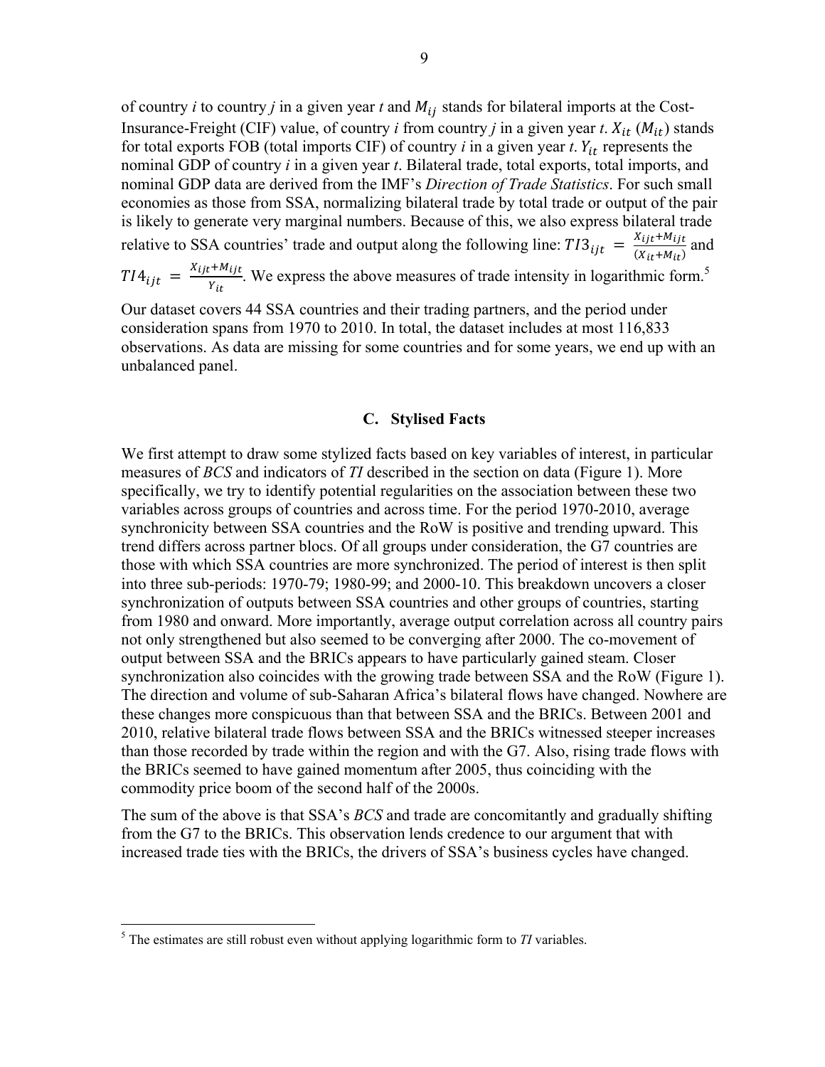of country $i$ to country $j$ in a given year $t$ and $M_{ij}$ stands for bilateral imports at the Cost-Insurance-Freight (CIF) value, of country $i$ from country $j$ in a given year $t$. $X_{it}$ ($M_{it}$) stands for total exports FOB (total imports CIF) of country $i$ in a given year $t$. $Y_{it}$ represents the nominal GDP of country $i$ in a given year $t$. Bilateral trade, total exports, total imports, and nominal GDP data are derived from the IMF's *Direction of Trade Statistics*. For such small economies as those from SSA, normalizing bilateral trade by total trade or output of the pair is likely to generate very marginal numbers. Because of this, we also express bilateral trade relative to SSA countries' trade and output along the following line: $TI3_{ijt} = \frac{X_{ijt}+M_{ijt}}{(X_{it}+M_{it})}$ and $TI4_{ijt} = \frac{X_{ijt}+M_{ijt}}{Y_{it}}$. We express the above measures of trade intensity in logarithmic form.[5]

Our dataset covers 44 SSA countries and their trading partners, and the period under consideration spans from 1970 to 2010. In total, the dataset includes at most 116,833 observations. As data are missing for some countries and for some years, we end up with an unbalanced panel.

### C. Stylised Facts

We first attempt to draw some stylized facts based on key variables of interest, in particular measures of *BCS* and indicators of *TI* described in the section on data (Figure 1). More specifically, we try to identify potential regularities on the association between these two variables across groups of countries and across time. For the period 1970-2010, average synchronicity between SSA countries and the RoW is positive and trending upward. This trend differs across partner blocs. Of all groups under consideration, the G7 countries are those with which SSA countries are more synchronized. The period of interest is then split into three sub-periods: 1970-79; 1980-99; and 2000-10. This breakdown uncovers a closer synchronization of outputs between SSA countries and other groups of countries, starting from 1980 and onward. More importantly, average output correlation across all country pairs not only strengthened but also seemed to be converging after 2000. The co-movement of output between SSA and the BRICs appears to have particularly gained steam. Closer synchronization also coincides with the growing trade between SSA and the RoW (Figure 1). The direction and volume of sub-Saharan Africa's bilateral flows have changed. Nowhere are these changes more conspicuous than that between SSA and the BRICs. Between 2001 and 2010, relative bilateral trade flows between SSA and the BRICs witnessed steeper increases than those recorded by trade within the region and with the G7. Also, rising trade flows with the BRICs seemed to have gained momentum after 2005, thus coinciding with the commodity price boom of the second half of the 2000s.

The sum of the above is that SSA's *BCS* and trade are concomitantly and gradually shifting from the G7 to the BRICs. This observation lends credence to our argument that with increased trade ties with the BRICs, the drivers of SSA's business cycles have changed.

[5] The estimates are still robust even without applying logarithmic form to *TI* variables.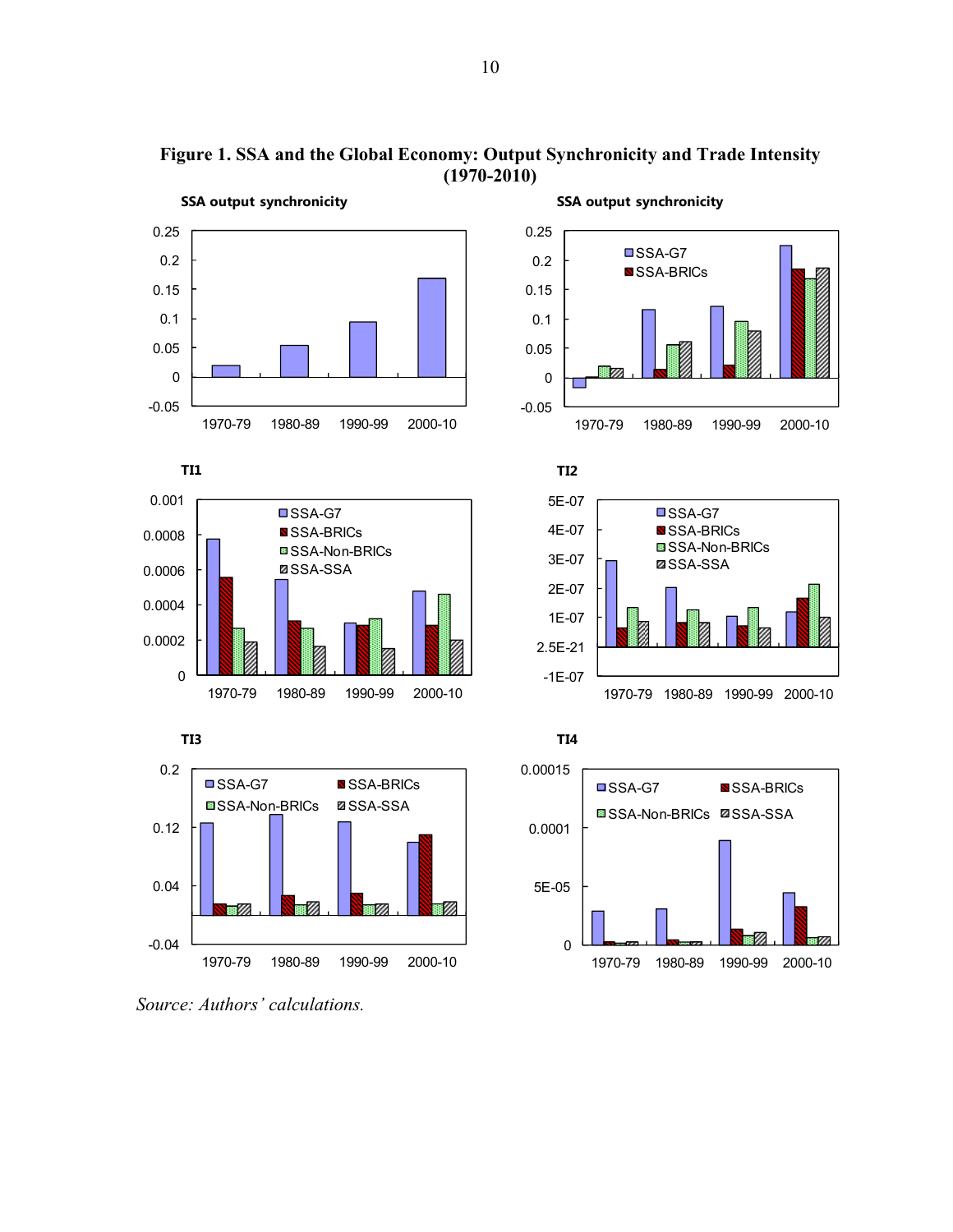**Figure 1. SSA and the Global Economy: Output Synchronicity and Trade Intensity (1970-2010)**

**SSA output synchronicity**

**SSA output synchronicity**

Legend: SSA-G7, SSA-BRICs

**TI1**

Legend: SSA-G7, SSA-BRICs, SSA-Non-BRICs, SSA-SSA

**TI2**

Legend: SSA-G7, SSA-BRICs, SSA-Non-BRICs, SSA-SSA

**TI3**

Legend: SSA-G7, SSA-BRICs, SSA-Non-BRICs, SSA-SSA

**TI4**

Legend: SSA-G7, SSA-BRICs, SSA-Non-BRICs, SSA-SSA

Periods: 1970-79, 1980-89, 1990-99, 2000-10

*Source: Authors' calculations.*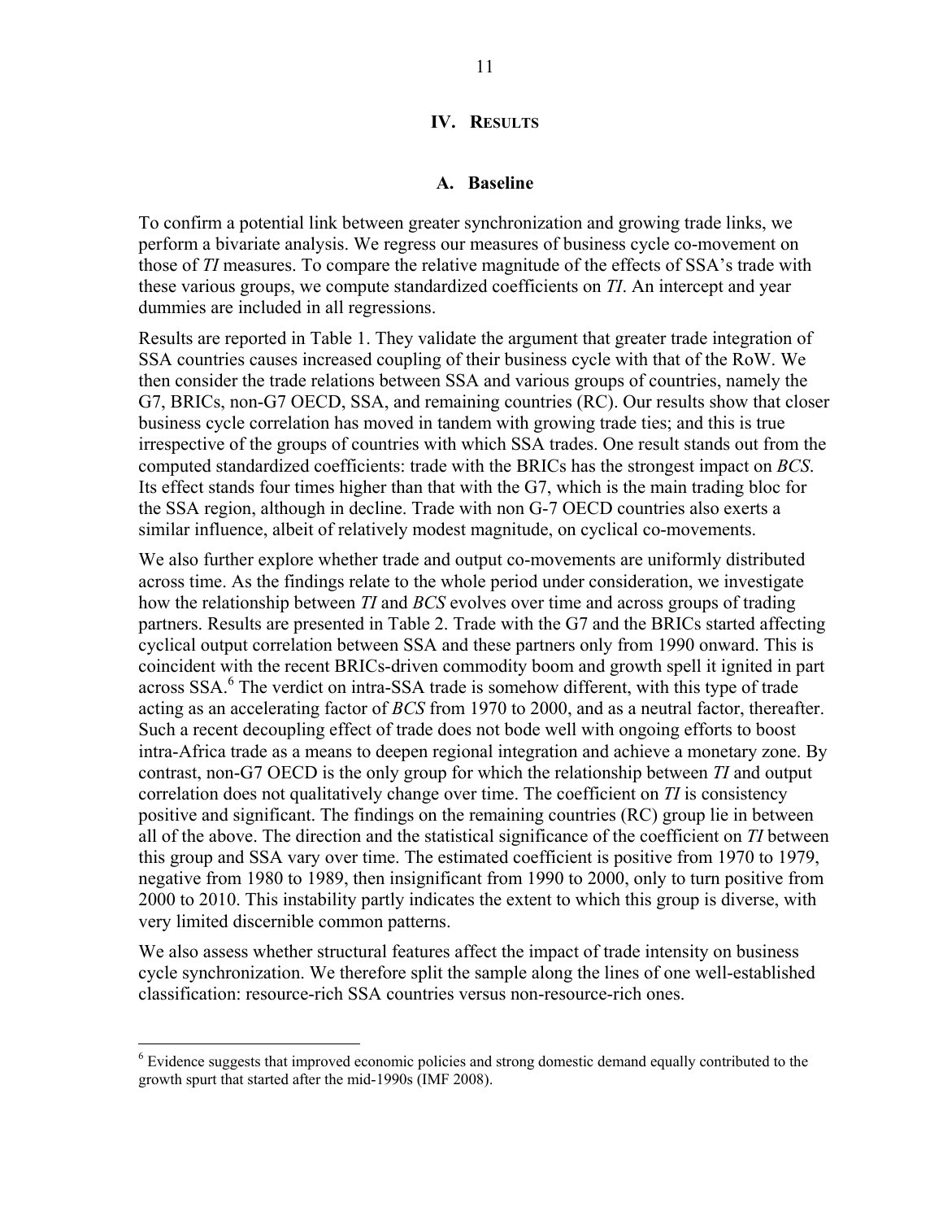## IV. Results

### A. Baseline

To confirm a potential link between greater synchronization and growing trade links, we perform a bivariate analysis. We regress our measures of business cycle co-movement on those of *TI* measures. To compare the relative magnitude of the effects of SSA's trade with these various groups, we compute standardized coefficients on *TI*. An intercept and year dummies are included in all regressions.

Results are reported in Table 1. They validate the argument that greater trade integration of SSA countries causes increased coupling of their business cycle with that of the RoW. We then consider the trade relations between SSA and various groups of countries, namely the G7, BRICs, non-G7 OECD, SSA, and remaining countries (RC). Our results show that closer business cycle correlation has moved in tandem with growing trade ties; and this is true irrespective of the groups of countries with which SSA trades. One result stands out from the computed standardized coefficients: trade with the BRICs has the strongest impact on *BCS*. Its effect stands four times higher than that with the G7, which is the main trading bloc for the SSA region, although in decline. Trade with non G-7 OECD countries also exerts a similar influence, albeit of relatively modest magnitude, on cyclical co-movements.

We also further explore whether trade and output co-movements are uniformly distributed across time. As the findings relate to the whole period under consideration, we investigate how the relationship between *TI* and *BCS* evolves over time and across groups of trading partners. Results are presented in Table 2. Trade with the G7 and the BRICs started affecting cyclical output correlation between SSA and these partners only from 1990 onward. This is coincident with the recent BRICs-driven commodity boom and growth spell it ignited in part across SSA.[6] The verdict on intra-SSA trade is somehow different, with this type of trade acting as an accelerating factor of *BCS* from 1970 to 2000, and as a neutral factor, thereafter. Such a recent decoupling effect of trade does not bode well with ongoing efforts to boost intra-Africa trade as a means to deepen regional integration and achieve a monetary zone. By contrast, non-G7 OECD is the only group for which the relationship between *TI* and output correlation does not qualitatively change over time. The coefficient on *TI* is consistency positive and significant. The findings on the remaining countries (RC) group lie in between all of the above. The direction and the statistical significance of the coefficient on *TI* between this group and SSA vary over time. The estimated coefficient is positive from 1970 to 1979, negative from 1980 to 1989, then insignificant from 1990 to 2000, only to turn positive from 2000 to 2010. This instability partly indicates the extent to which this group is diverse, with very limited discernible common patterns.

We also assess whether structural features affect the impact of trade intensity on business cycle synchronization. We therefore split the sample along the lines of one well-established classification: resource-rich SSA countries versus non-resource-rich ones.

---

[6] Evidence suggests that improved economic policies and strong domestic demand equally contributed to the growth spurt that started after the mid-1990s (IMF 2008).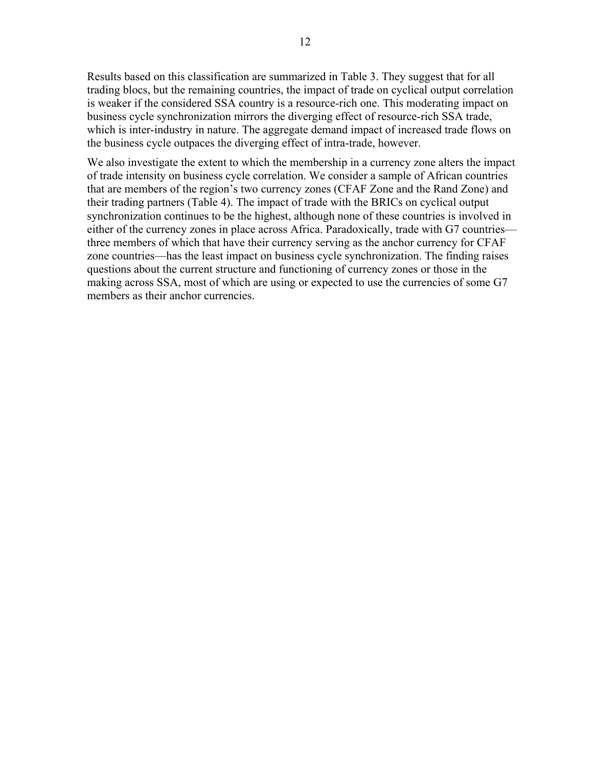Results based on this classification are summarized in Table 3. They suggest that for all trading blocs, but the remaining countries, the impact of trade on cyclical output correlation is weaker if the considered SSA country is a resource-rich one. This moderating impact on business cycle synchronization mirrors the diverging effect of resource-rich SSA trade, which is inter-industry in nature. The aggregate demand impact of increased trade flows on the business cycle outpaces the diverging effect of intra-trade, however.

We also investigate the extent to which the membership in a currency zone alters the impact of trade intensity on business cycle correlation. We consider a sample of African countries that are members of the region's two currency zones (CFAF Zone and the Rand Zone) and their trading partners (Table 4). The impact of trade with the BRICs on cyclical output synchronization continues to be the highest, although none of these countries is involved in either of the currency zones in place across Africa. Paradoxically, trade with G7 countries—three members of which that have their currency serving as the anchor currency for CFAF zone countries—has the least impact on business cycle synchronization. The finding raises questions about the current structure and functioning of currency zones or those in the making across SSA, most of which are using or expected to use the currencies of some G7 members as their anchor currencies.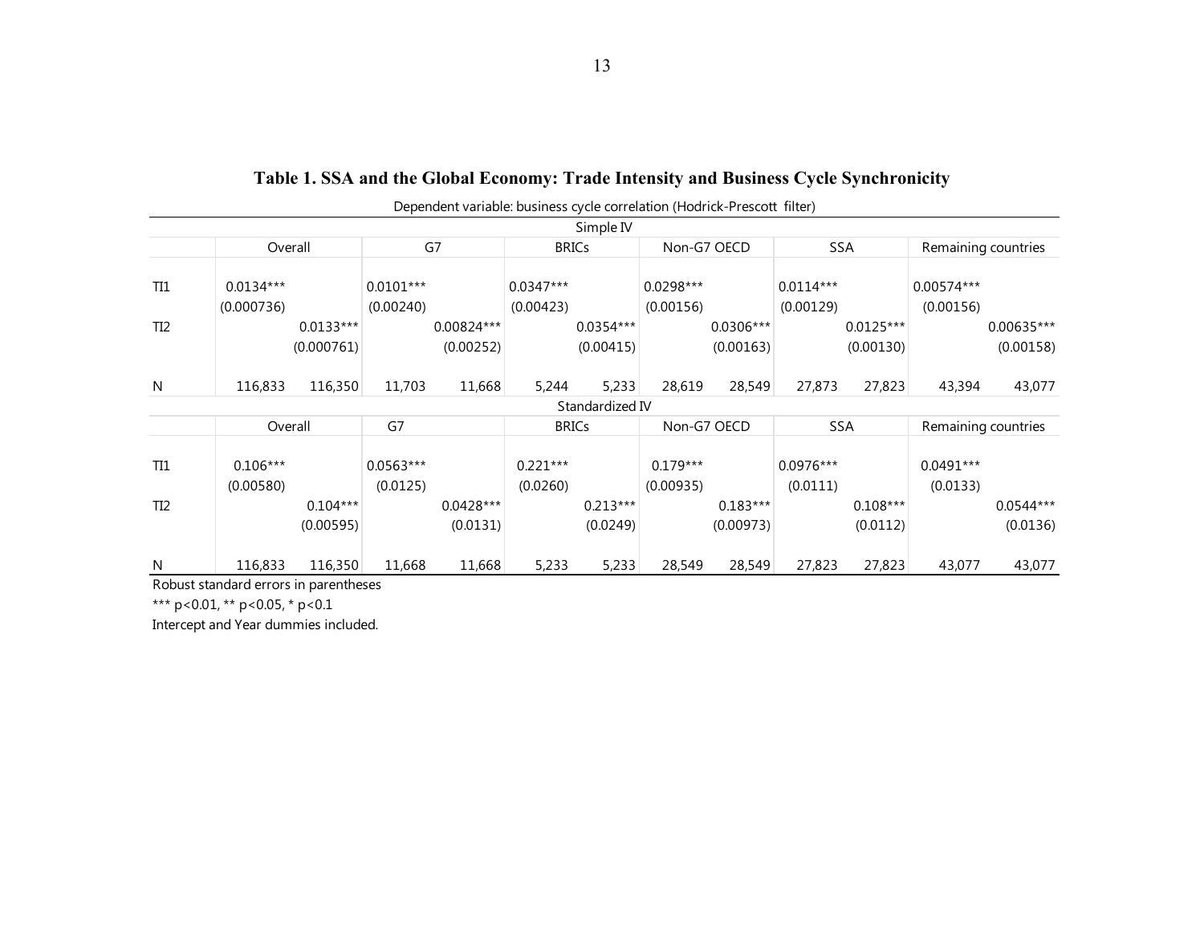## Table 1. SSA and the Global Economy: Trade Intensity and Business Cycle Synchronicity

Dependent variable: business cycle correlation (Hodrick-Prescott filter)

| | Overall | | G7 | | BRICs | | Non-G7 OECD | | SSA | | Remaining countries | |
|---|---|---|---|---|---|---|---|---|---|---|---|---|
| **Simple IV** | | | | | | | | | | | | |
| TI1 | 0.0134*** | | 0.0101*** | | 0.0347*** | | 0.0298*** | | 0.0114*** | | 0.00574*** | |
| | (0.000736) | | (0.00240) | | (0.00423) | | (0.00156) | | (0.00129) | | (0.00156) | |
| TI2 | | 0.0133*** | | 0.00824*** | | 0.0354*** | | 0.0306*** | | 0.0125*** | | 0.00635*** |
| | | (0.000761) | | (0.00252) | | (0.00415) | | (0.00163) | | (0.00130) | | (0.00158) |
| N | 116,833 | 116,350 | 11,703 | 11,668 | 5,244 | 5,233 | 28,619 | 28,549 | 27,873 | 27,823 | 43,394 | 43,077 |
| **Standardized IV** | | | | | | | | | | | | |
| TI1 | 0.106*** | | 0.0563*** | | 0.221*** | | 0.179*** | | 0.0976*** | | 0.0491*** | |
| | (0.00580) | | (0.0125) | | (0.0260) | | (0.00935) | | (0.0111) | | (0.0133) | |
| TI2 | | 0.104*** | | 0.0428*** | | 0.213*** | | 0.183*** | | 0.108*** | | 0.0544*** |
| | | (0.00595) | | (0.0131) | | (0.0249) | | (0.00973) | | (0.0112) | | (0.0136) |
| N | 116,833 | 116,350 | 11,668 | 11,668 | 5,233 | 5,233 | 28,549 | 28,549 | 27,823 | 27,823 | 43,077 | 43,077 |

Robust standard errors in parentheses

*** p<0.01, ** p<0.05, * p<0.1

Intercept and Year dummies included.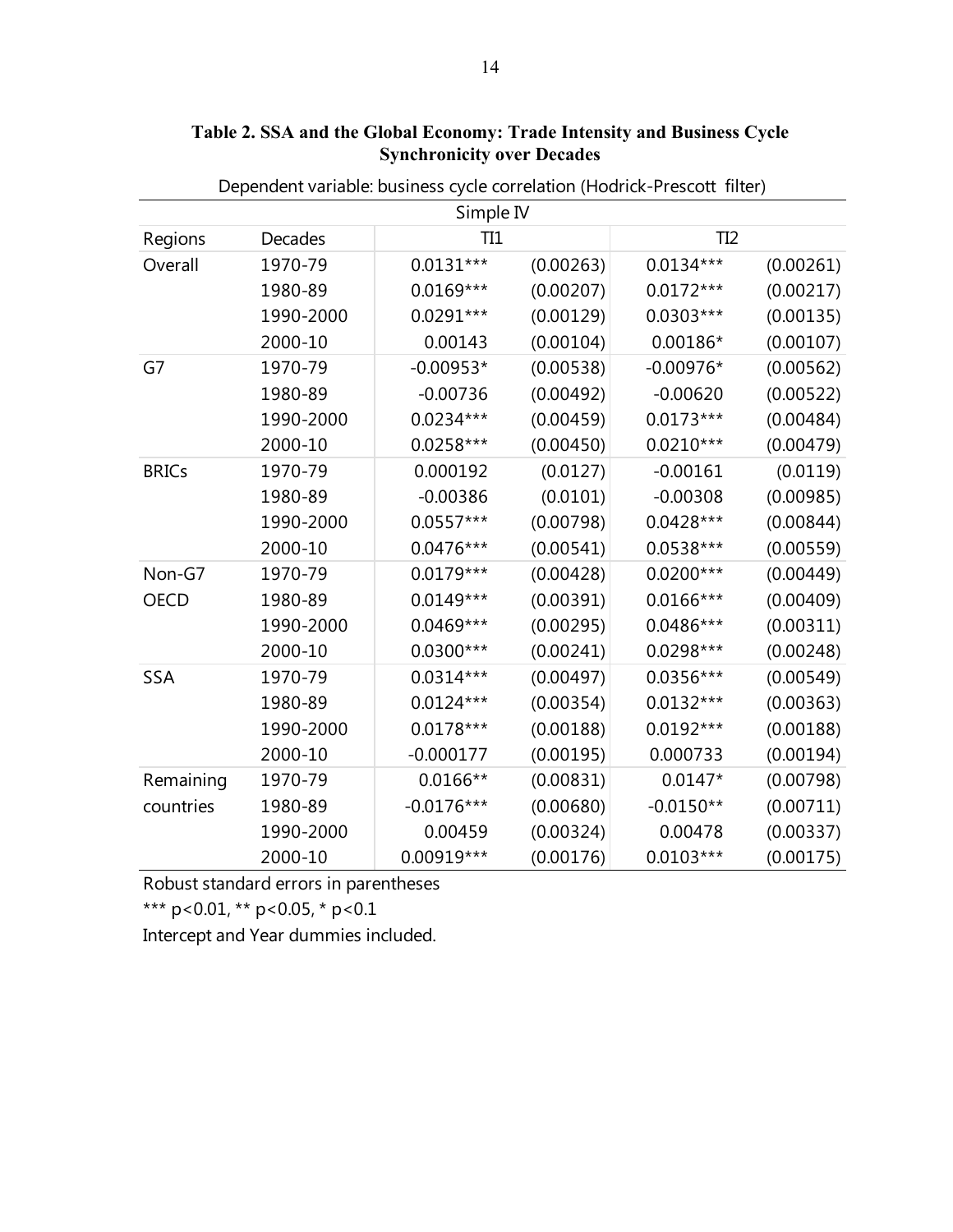**Table 2. SSA and the Global Economy: Trade Intensity and Business Cycle Synchronicity over Decades**

Dependent variable: business cycle correlation (Hodrick-Prescott filter)

| | | Simple IV | | | |
|---|---|---|---|---|---|
| Regions | Decades | TI1 | | TI2 | |
| Overall | 1970-79 | 0.0131*** | (0.00263) | 0.0134*** | (0.00261) |
| | 1980-89 | 0.0169*** | (0.00207) | 0.0172*** | (0.00217) |
| | 1990-2000 | 0.0291*** | (0.00129) | 0.0303*** | (0.00135) |
| | 2000-10 | 0.00143 | (0.00104) | 0.00186* | (0.00107) |
| G7 | 1970-79 | -0.00953* | (0.00538) | -0.00976* | (0.00562) |
| | 1980-89 | -0.00736 | (0.00492) | -0.00620 | (0.00522) |
| | 1990-2000 | 0.0234*** | (0.00459) | 0.0173*** | (0.00484) |
| | 2000-10 | 0.0258*** | (0.00450) | 0.0210*** | (0.00479) |
| BRICs | 1970-79 | 0.000192 | (0.0127) | -0.00161 | (0.0119) |
| | 1980-89 | -0.00386 | (0.0101) | -0.00308 | (0.00985) |
| | 1990-2000 | 0.0557*** | (0.00798) | 0.0428*** | (0.00844) |
| | 2000-10 | 0.0476*** | (0.00541) | 0.0538*** | (0.00559) |
| Non-G7 OECD | 1970-79 | 0.0179*** | (0.00428) | 0.0200*** | (0.00449) |
| | 1980-89 | 0.0149*** | (0.00391) | 0.0166*** | (0.00409) |
| | 1990-2000 | 0.0469*** | (0.00295) | 0.0486*** | (0.00311) |
| | 2000-10 | 0.0300*** | (0.00241) | 0.0298*** | (0.00248) |
| SSA | 1970-79 | 0.0314*** | (0.00497) | 0.0356*** | (0.00549) |
| | 1980-89 | 0.0124*** | (0.00354) | 0.0132*** | (0.00363) |
| | 1990-2000 | 0.0178*** | (0.00188) | 0.0192*** | (0.00188) |
| | 2000-10 | -0.000177 | (0.00195) | 0.000733 | (0.00194) |
| Remaining countries | 1970-79 | 0.0166** | (0.00831) | 0.0147* | (0.00798) |
| | 1980-89 | -0.0176*** | (0.00680) | -0.0150** | (0.00711) |
| | 1990-2000 | 0.00459 | (0.00324) | 0.00478 | (0.00337) |
| | 2000-10 | 0.00919*** | (0.00176) | 0.0103*** | (0.00175) |

Robust standard errors in parentheses

*** p<0.01, ** p<0.05, * p<0.1

Intercept and Year dummies included.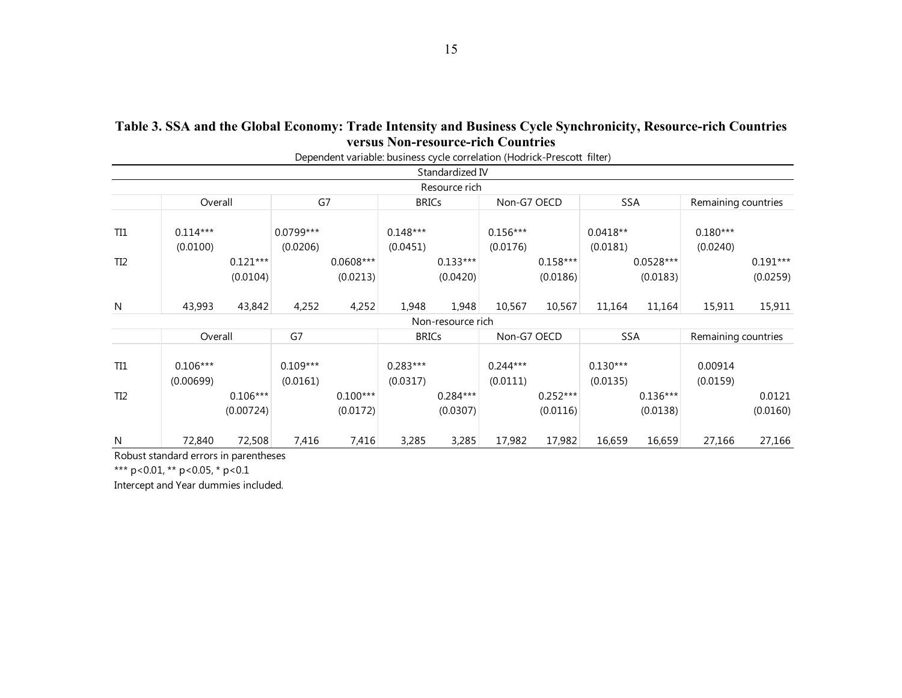**Table 3. SSA and the Global Economy: Trade Intensity and Business Cycle Synchronicity, Resource-rich Countries versus Non-resource-rich Countries**

Dependent variable: business cycle correlation (Hodrick-Prescott filter)

| | Standardized IV | | | | | | | | | | | |
|---|---|---|---|---|---|---|---|---|---|---|---|---|
| | **Resource rich** | | | | | | | | | | | |
| | Overall | | G7 | | BRICs | | Non-G7 OECD | | SSA | | Remaining countries | |
| TI1 | 0.114*** | | 0.0799*** | | 0.148*** | | 0.156*** | | 0.0418** | | 0.180*** | |
| | (0.0100) | | (0.0206) | | (0.0451) | | (0.0176) | | (0.0181) | | (0.0240) | |
| TI2 | | 0.121*** | | 0.0608*** | | 0.133*** | | 0.158*** | | 0.0528*** | | 0.191*** |
| | | (0.0104) | | (0.0213) | | (0.0420) | | (0.0186) | | (0.0183) | | (0.0259) |
| N | 43,993 | 43,842 | 4,252 | 4,252 | 1,948 | 1,948 | 10,567 | 10,567 | 11,164 | 11,164 | 15,911 | 15,911 |
| | **Non-resource rich** | | | | | | | | | | | |
| | Overall | | G7 | | BRICs | | Non-G7 OECD | | SSA | | Remaining countries | |
| TI1 | 0.106*** | | 0.109*** | | 0.283*** | | 0.244*** | | 0.130*** | | 0.00914 | |
| | (0.00699) | | (0.0161) | | (0.0317) | | (0.0111) | | (0.0135) | | (0.0159) | |
| TI2 | | 0.106*** | | 0.100*** | | 0.284*** | | 0.252*** | | 0.136*** | | 0.0121 |
| | | (0.00724) | | (0.0172) | | (0.0307) | | (0.0116) | | (0.0138) | | (0.0160) |
| N | 72,840 | 72,508 | 7,416 | 7,416 | 3,285 | 3,285 | 17,982 | 17,982 | 16,659 | 16,659 | 27,166 | 27,166 |

Robust standard errors in parentheses

*** p<0.01, ** p<0.05, * p<0.1

Intercept and Year dummies included.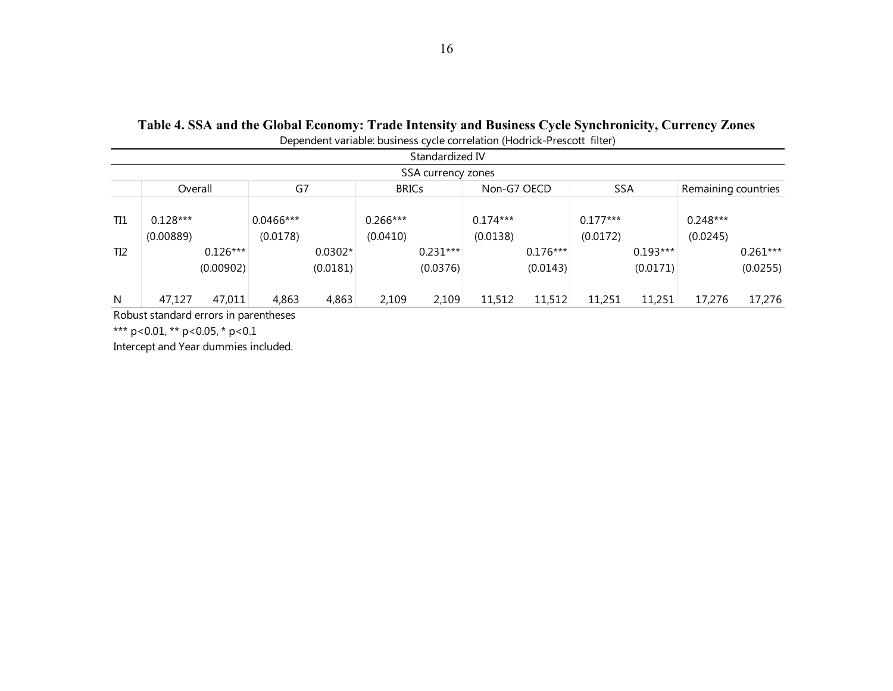**Table 4. SSA and the Global Economy: Trade Intensity and Business Cycle Synchronicity, Currency Zones**

Dependent variable: business cycle correlation (Hodrick-Prescott filter)

| | Standardized IV | | | | | | | | | | | |
|---|---|---|---|---|---|---|---|---|---|---|---|---|
| | SSA currency zones | | | | | | | | | | | |
| | Overall | | G7 | | BRICs | | Non-G7 OECD | | SSA | | Remaining countries | |
| TI1 | 0.128*** | | 0.0466*** | | 0.266*** | | 0.174*** | | 0.177*** | | 0.248*** | |
| | (0.00889) | | (0.0178) | | (0.0410) | | (0.0138) | | (0.0172) | | (0.0245) | |
| TI2 | | 0.126*** | | 0.0302* | | 0.231*** | | 0.176*** | | 0.193*** | | 0.261*** |
| | | (0.00902) | | (0.0181) | | (0.0376) | | (0.0143) | | (0.0171) | | (0.0255) |
| N | 47,127 | 47,011 | 4,863 | 4,863 | 2,109 | 2,109 | 11,512 | 11,512 | 11,251 | 11,251 | 17,276 | 17,276 |

Robust standard errors in parentheses

*** p<0.01, ** p<0.05, * p<0.1

Intercept and Year dummies included.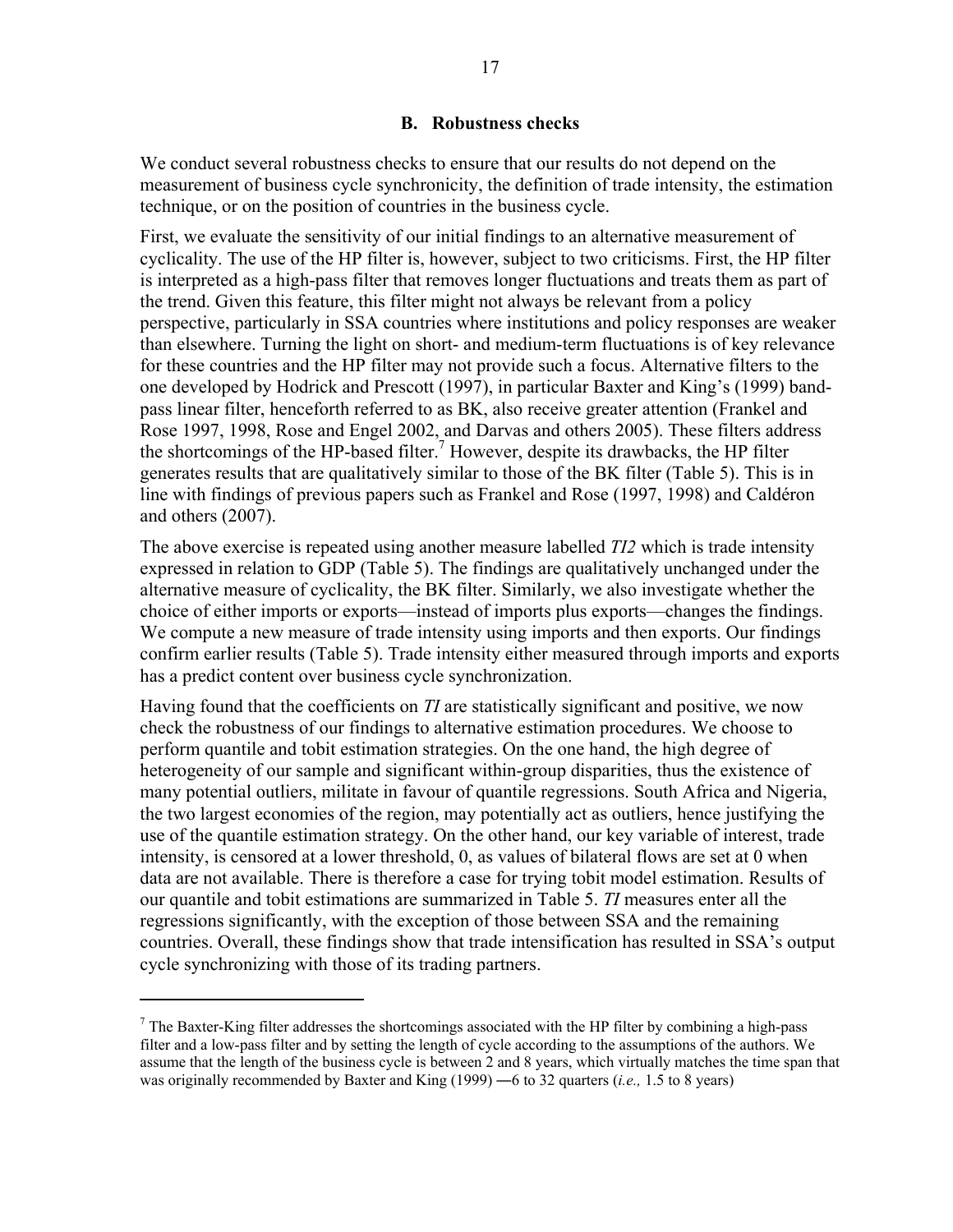### B. Robustness checks

We conduct several robustness checks to ensure that our results do not depend on the measurement of business cycle synchronicity, the definition of trade intensity, the estimation technique, or on the position of countries in the business cycle.

First, we evaluate the sensitivity of our initial findings to an alternative measurement of cyclicality. The use of the HP filter is, however, subject to two criticisms. First, the HP filter is interpreted as a high-pass filter that removes longer fluctuations and treats them as part of the trend. Given this feature, this filter might not always be relevant from a policy perspective, particularly in SSA countries where institutions and policy responses are weaker than elsewhere. Turning the light on short- and medium-term fluctuations is of key relevance for these countries and the HP filter may not provide such a focus. Alternative filters to the one developed by Hodrick and Prescott (1997), in particular Baxter and King's (1999) band-pass linear filter, henceforth referred to as BK, also receive greater attention (Frankel and Rose 1997, 1998, Rose and Engel 2002, and Darvas and others 2005). These filters address the shortcomings of the HP-based filter.[7] However, despite its drawbacks, the HP filter generates results that are qualitatively similar to those of the BK filter (Table 5). This is in line with findings of previous papers such as Frankel and Rose (1997, 1998) and Caldéron and others (2007).

The above exercise is repeated using another measure labelled *TI2* which is trade intensity expressed in relation to GDP (Table 5). The findings are qualitatively unchanged under the alternative measure of cyclicality, the BK filter. Similarly, we also investigate whether the choice of either imports or exports—instead of imports plus exports—changes the findings. We compute a new measure of trade intensity using imports and then exports. Our findings confirm earlier results (Table 5). Trade intensity either measured through imports and exports has a predict content over business cycle synchronization.

Having found that the coefficients on *TI* are statistically significant and positive, we now check the robustness of our findings to alternative estimation procedures. We choose to perform quantile and tobit estimation strategies. On the one hand, the high degree of heterogeneity of our sample and significant within-group disparities, thus the existence of many potential outliers, militate in favour of quantile regressions. South Africa and Nigeria, the two largest economies of the region, may potentially act as outliers, hence justifying the use of the quantile estimation strategy. On the other hand, our key variable of interest, trade intensity, is censored at a lower threshold, 0, as values of bilateral flows are set at 0 when data are not available. There is therefore a case for trying tobit model estimation. Results of our quantile and tobit estimations are summarized in Table 5. *TI* measures enter all the regressions significantly, with the exception of those between SSA and the remaining countries. Overall, these findings show that trade intensification has resulted in SSA's output cycle synchronizing with those of its trading partners.

---

[7] The Baxter-King filter addresses the shortcomings associated with the HP filter by combining a high-pass filter and a low-pass filter and by setting the length of cycle according to the assumptions of the authors. We assume that the length of the business cycle is between 2 and 8 years, which virtually matches the time span that was originally recommended by Baxter and King (1999) ―6 to 32 quarters (*i.e.,* 1.5 to 8 years)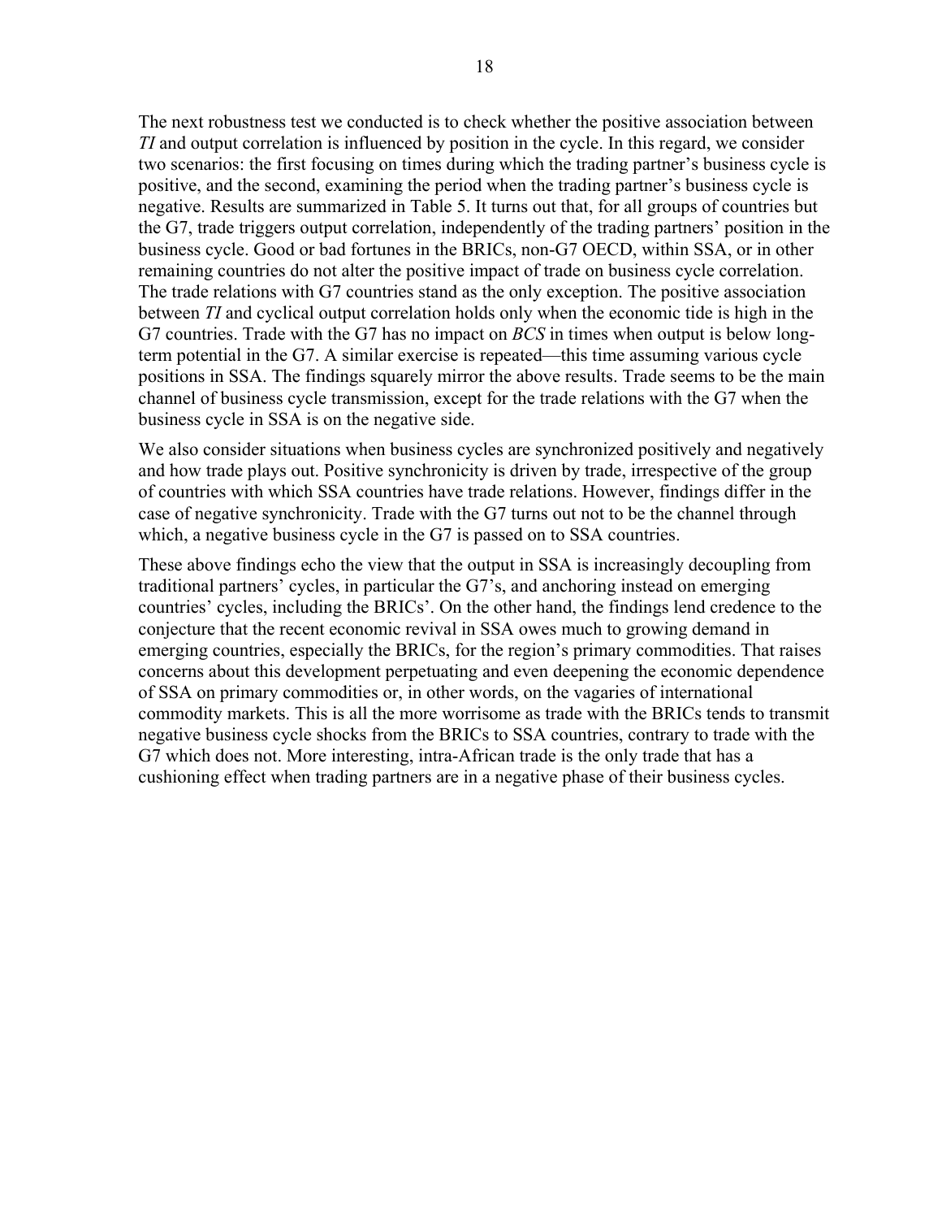The next robustness test we conducted is to check whether the positive association between *TI* and output correlation is influenced by position in the cycle. In this regard, we consider two scenarios: the first focusing on times during which the trading partner's business cycle is positive, and the second, examining the period when the trading partner's business cycle is negative. Results are summarized in Table 5. It turns out that, for all groups of countries but the G7, trade triggers output correlation, independently of the trading partners' position in the business cycle. Good or bad fortunes in the BRICs, non-G7 OECD, within SSA, or in other remaining countries do not alter the positive impact of trade on business cycle correlation. The trade relations with G7 countries stand as the only exception. The positive association between *TI* and cyclical output correlation holds only when the economic tide is high in the G7 countries. Trade with the G7 has no impact on *BCS* in times when output is below long-term potential in the G7. A similar exercise is repeated—this time assuming various cycle positions in SSA. The findings squarely mirror the above results. Trade seems to be the main channel of business cycle transmission, except for the trade relations with the G7 when the business cycle in SSA is on the negative side.

We also consider situations when business cycles are synchronized positively and negatively and how trade plays out. Positive synchronicity is driven by trade, irrespective of the group of countries with which SSA countries have trade relations. However, findings differ in the case of negative synchronicity. Trade with the G7 turns out not to be the channel through which, a negative business cycle in the G7 is passed on to SSA countries.

These above findings echo the view that the output in SSA is increasingly decoupling from traditional partners' cycles, in particular the G7's, and anchoring instead on emerging countries' cycles, including the BRICs'. On the other hand, the findings lend credence to the conjecture that the recent economic revival in SSA owes much to growing demand in emerging countries, especially the BRICs, for the region's primary commodities. That raises concerns about this development perpetuating and even deepening the economic dependence of SSA on primary commodities or, in other words, on the vagaries of international commodity markets. This is all the more worrisome as trade with the BRICs tends to transmit negative business cycle shocks from the BRICs to SSA countries, contrary to trade with the G7 which does not. More interesting, intra-African trade is the only trade that has a cushioning effect when trading partners are in a negative phase of their business cycles.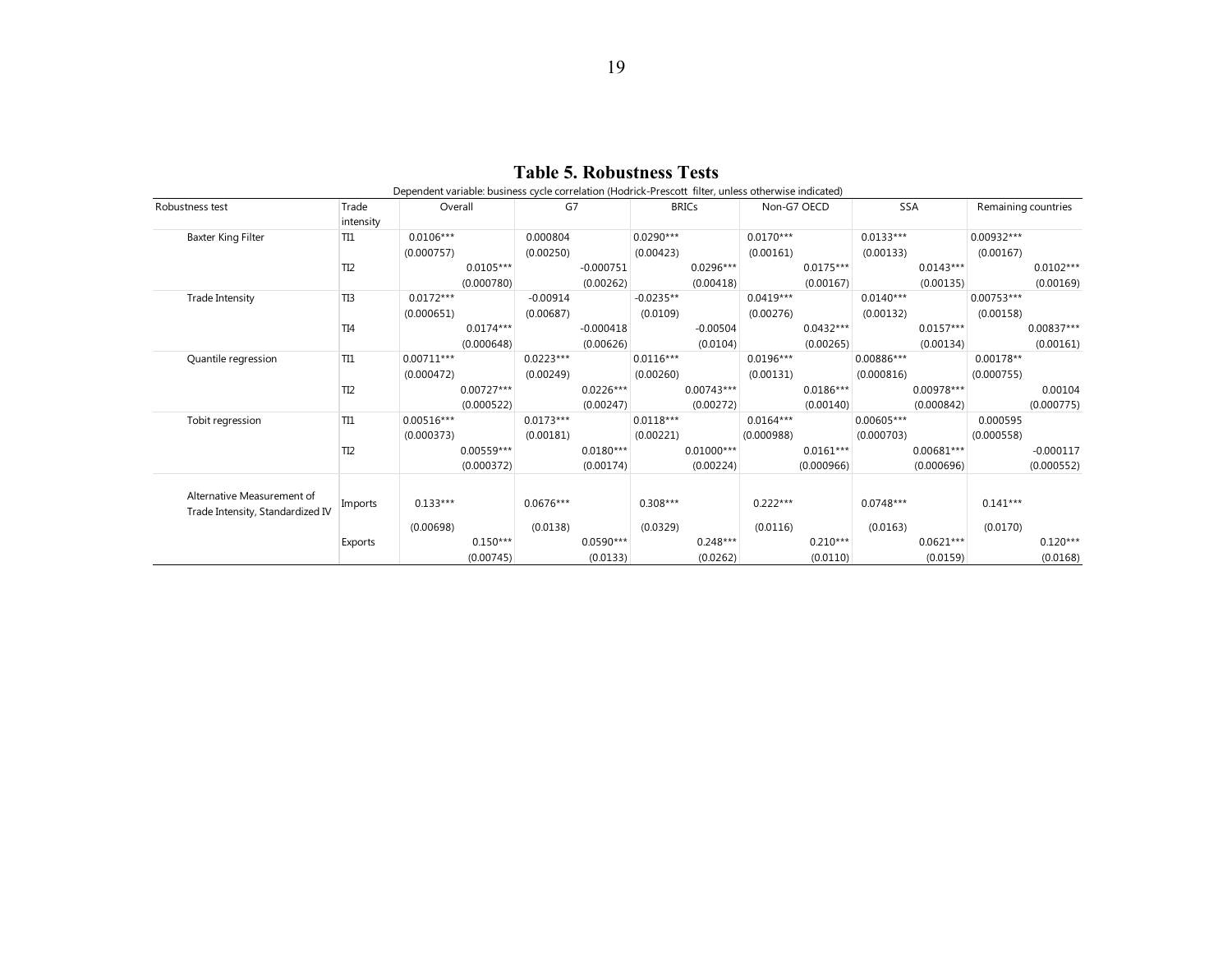# Table 5. Robustness Tests

Dependent variable: business cycle correlation (Hodrick-Prescott filter, unless otherwise indicated)

| Robustness test | Trade intensity | Overall | | G7 | | BRICs | | Non-G7 OECD | | SSA | | Remaining countries | |
|---|---|---|---|---|---|---|---|---|---|---|---|---|---|
| Baxter King Filter | TI1 | 0.0106*** | | 0.000804 | | 0.0290*** | | 0.0170*** | | 0.0133*** | | 0.00932*** | |
| | | (0.000757) | | (0.00250) | | (0.00423) | | (0.00161) | | (0.00133) | | (0.00167) | |
| | TI2 | | 0.0105*** | | -0.000751 | | 0.0296*** | | 0.0175*** | | 0.0143*** | | 0.0102*** |
| | | | (0.000780) | | (0.00262) | | (0.00418) | | (0.00167) | | (0.00135) | | (0.00169) |
| Trade Intensity | TI3 | 0.0172*** | | -0.00914 | | -0.0235** | | 0.0419*** | | 0.0140*** | | 0.00753*** | |
| | | (0.000651) | | (0.00687) | | (0.0109) | | (0.00276) | | (0.00132) | | (0.00158) | |
| | TI4 | | 0.0174*** | | -0.000418 | | -0.00504 | | 0.0432*** | | 0.0157*** | | 0.00837*** |
| | | | (0.000648) | | (0.00626) | | (0.0104) | | (0.00265) | | (0.00134) | | (0.00161) |
| Quantile regression | TI1 | 0.00711*** | | 0.0223*** | | 0.0116*** | | 0.0196*** | | 0.00886*** | | 0.00178** | |
| | | (0.000472) | | (0.00249) | | (0.00260) | | (0.00131) | | (0.000816) | | (0.000755) | |
| | TI2 | | 0.00727*** | | 0.0226*** | | 0.00743*** | | 0.0186*** | | 0.00978*** | | 0.00104 |
| | | | (0.000522) | | (0.00247) | | (0.00272) | | (0.00140) | | (0.000842) | | (0.000775) |
| Tobit regression | TI1 | 0.00516*** | | 0.0173*** | | 0.0118*** | | 0.0164*** | | 0.00605*** | | 0.000595 | |
| | | (0.000373) | | (0.00181) | | (0.00221) | | (0.000988) | | (0.000703) | | (0.000558) | |
| | TI2 | | 0.00559*** | | 0.0180*** | | 0.01000*** | | 0.0161*** | | 0.00681*** | | -0.000117 |
| | | | (0.000372) | | (0.00174) | | (0.00224) | | (0.000966) | | (0.000696) | | (0.000552) |
| Alternative Measurement of Trade Intensity, Standardized IV | Imports | 0.133*** | | 0.0676*** | | 0.308*** | | 0.222*** | | 0.0748*** | | 0.141*** | |
| | | (0.00698) | | (0.0138) | | (0.0329) | | (0.0116) | | (0.0163) | | (0.0170) | |
| | Exports | | 0.150*** | | 0.0590*** | | 0.248*** | | 0.210*** | | 0.0621*** | | 0.120*** |
| | | | (0.00745) | | (0.0133) | | (0.0262) | | (0.0110) | | (0.0159) | | (0.0168) |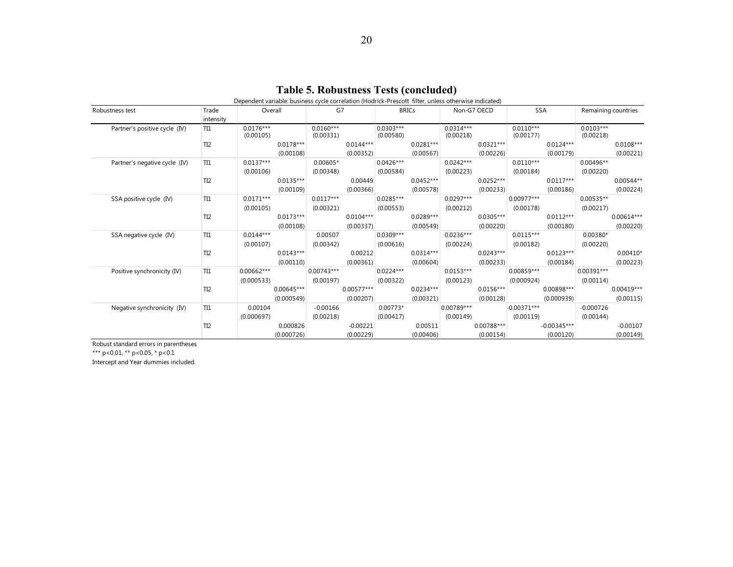# Table 5. Robustness Tests (concluded)

Dependent variable: business cycle correlation (Hodrick-Prescott filter, unless otherwise indicated)

| Robustness test | Trade intensity | Overall | | G7 | | BRICs | | Non-G7 OECD | | SSA | | Remaining countries | |
|---|---|---|---|---|---|---|---|---|---|---|---|---|---|
| Partner's positive cycle (IV) | TI1 | 0.0176*** | | 0.0160*** | | 0.0303*** | | 0.0314*** | | 0.0110*** | | 0.0103*** | |
| | | (0.00105) | | (0.00331) | | (0.00580) | | (0.00218) | | (0.00177) | | (0.00218) | |
| | TI2 | | 0.0178*** | | 0.0144*** | | 0.0281*** | | 0.0321*** | | 0.0124*** | | 0.0108*** |
| | | | (0.00108) | | (0.00352) | | (0.00567) | | (0.00226) | | (0.00179) | | (0.00221) |
| Partner's negative cycle (IV) | TI1 | 0.0137*** | | 0.00605* | | 0.0426*** | | 0.0242*** | | 0.0110*** | | 0.00496** | |
| | | (0.00106) | | (0.00348) | | (0.00584) | | (0.00223) | | (0.00184) | | (0.00220) | |
| | TI2 | | 0.0135*** | | 0.00449 | | 0.0452*** | | 0.0252*** | | 0.0117*** | | 0.00544** |
| | | | (0.00109) | | (0.00366) | | (0.00578) | | (0.00233) | | (0.00186) | | (0.00224) |
| SSA positive cycle (IV) | TI1 | 0.0171*** | | 0.0117*** | | 0.0285*** | | 0.0297*** | | 0.00977*** | | 0.00535** | |
| | | (0.00105) | | (0.00321) | | (0.00553) | | (0.00212) | | (0.00178) | | (0.00217) | |
| | TI2 | | 0.0173*** | | 0.0104*** | | 0.0289*** | | 0.0305*** | | 0.0112*** | | 0.00614*** |
| | | | (0.00108) | | (0.00337) | | (0.00549) | | (0.00220) | | (0.00180) | | (0.00220) |
| SSA negative cycle (IV) | TI1 | 0.0144*** | | 0.00507 | | 0.0309*** | | 0.0236*** | | 0.0115*** | | 0.00380* | |
| | | (0.00107) | | (0.00342) | | (0.00616) | | (0.00224) | | (0.00182) | | (0.00220) | |
| | TI2 | | 0.0143*** | | 0.00212 | | 0.0314*** | | 0.0243*** | | 0.0123*** | | 0.00410* |
| | | | (0.00110) | | (0.00361) | | (0.00604) | | (0.00233) | | (0.00184) | | (0.00223) |
| Positive synchronicity (IV) | TI1 | 0.00662*** | | 0.00743*** | | 0.0224*** | | 0.0153*** | | 0.00859*** | | 0.00391*** | |
| | | (0.000533) | | (0.00197) | | (0.00322) | | (0.00123) | | (0.000924) | | (0.00114) | |
| | TI2 | | 0.00645*** | | 0.00577*** | | 0.0234*** | | 0.0156*** | | 0.00898*** | | 0.00419*** |
| | | | (0.000549) | | (0.00207) | | (0.00321) | | (0.00128) | | (0.000939) | | (0.00115) |
| Negative synchronicity (IV) | TI1 | 0.00104 | | -0.00166 | | 0.00773* | | 0.00789*** | | -0.00371*** | | -0.000726 | |
| | | (0.000697) | | (0.00218) | | (0.00417) | | (0.00149) | | (0.00119) | | (0.00144) | |
| | TI2 | | 0.000826 | | -0.00221 | | 0.00511 | | 0.00788*** | | -0.00345*** | | -0.00107 |
| | | | (0.000726) | | (0.00229) | | (0.00406) | | (0.00154) | | (0.00120) | | (0.00149) |

Robust standard errors in parentheses

*** p<0.01, ** p<0.05, * p<0.1

Intercept and Year dummies included.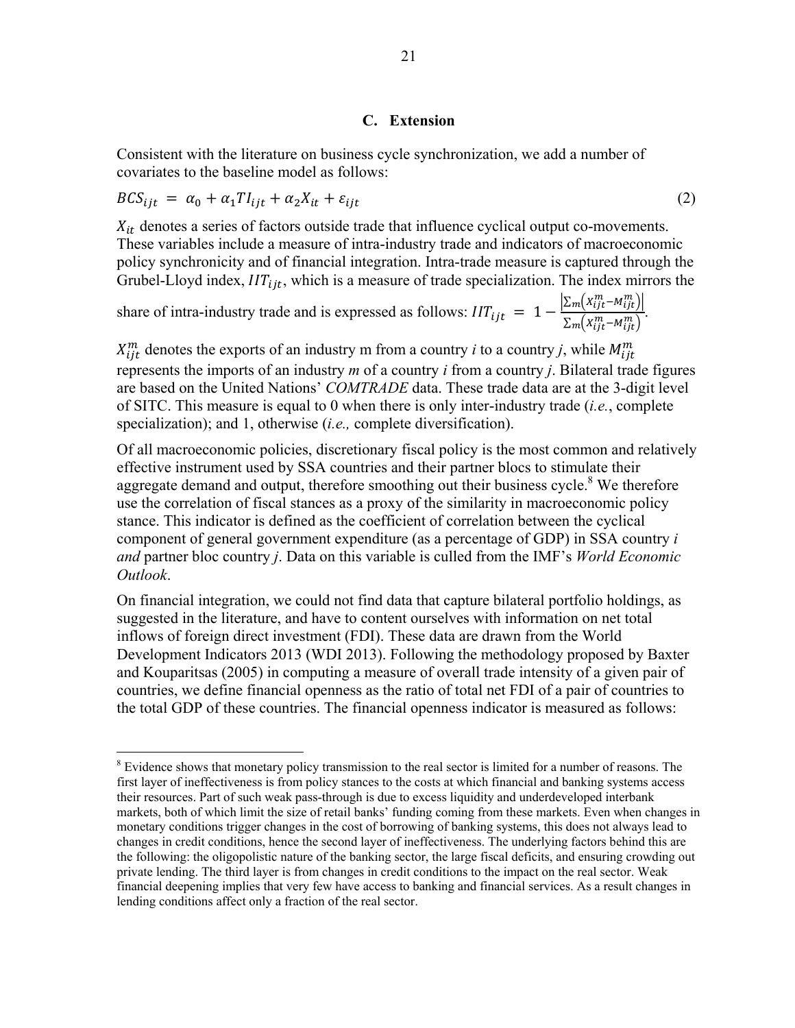### C. Extension

Consistent with the literature on business cycle synchronization, we add a number of covariates to the baseline model as follows:

$$BCS_{ijt} = \alpha_0 + \alpha_1 TI_{ijt} + \alpha_2 X_{it} + \varepsilon_{ijt} \tag{2}$$

$X_{it}$ denotes a series of factors outside trade that influence cyclical output co-movements. These variables include a measure of intra-industry trade and indicators of macroeconomic policy synchronicity and of financial integration. Intra-trade measure is captured through the Grubel-Lloyd index, $IIT_{ijt}$, which is a measure of trade specialization. The index mirrors the share of intra-industry trade and is expressed as follows: $IIT_{ijt} = 1 - \frac{\left|\sum_m \left(X_{ijt}^m - M_{ijt}^m\right)\right|}{\sum_m \left(X_{ijt}^m - M_{ijt}^m\right)}$.

$X_{ijt}^m$ denotes the exports of an industry m from a country *i* to a country *j*, while $M_{ijt}^m$ represents the imports of an industry *m* of a country *i* from a country *j*. Bilateral trade figures are based on the United Nations' *COMTRADE* data. These trade data are at the 3-digit level of SITC. This measure is equal to 0 when there is only inter-industry trade (*i.e.*, complete specialization); and 1, otherwise (*i.e.,* complete diversification).

Of all macroeconomic policies, discretionary fiscal policy is the most common and relatively effective instrument used by SSA countries and their partner blocs to stimulate their aggregate demand and output, therefore smoothing out their business cycle.[8] We therefore use the correlation of fiscal stances as a proxy of the similarity in macroeconomic policy stance. This indicator is defined as the coefficient of correlation between the cyclical component of general government expenditure (as a percentage of GDP) in SSA country *i and* partner bloc country *j*. Data on this variable is culled from the IMF's *World Economic Outlook*.

On financial integration, we could not find data that capture bilateral portfolio holdings, as suggested in the literature, and have to content ourselves with information on net total inflows of foreign direct investment (FDI). These data are drawn from the World Development Indicators 2013 (WDI 2013). Following the methodology proposed by Baxter and Kouparitsas (2005) in computing a measure of overall trade intensity of a given pair of countries, we define financial openness as the ratio of total net FDI of a pair of countries to the total GDP of these countries. The financial openness indicator is measured as follows:

[8] Evidence shows that monetary policy transmission to the real sector is limited for a number of reasons. The first layer of ineffectiveness is from policy stances to the costs at which financial and banking systems access their resources. Part of such weak pass-through is due to excess liquidity and underdeveloped interbank markets, both of which limit the size of retail banks' funding coming from these markets. Even when changes in monetary conditions trigger changes in the cost of borrowing of banking systems, this does not always lead to changes in credit conditions, hence the second layer of ineffectiveness. The underlying factors behind this are the following: the oligopolistic nature of the banking sector, the large fiscal deficits, and ensuring crowding out private lending. The third layer is from changes in credit conditions to the impact on the real sector. Weak financial deepening implies that very few have access to banking and financial services. As a result changes in lending conditions affect only a fraction of the real sector.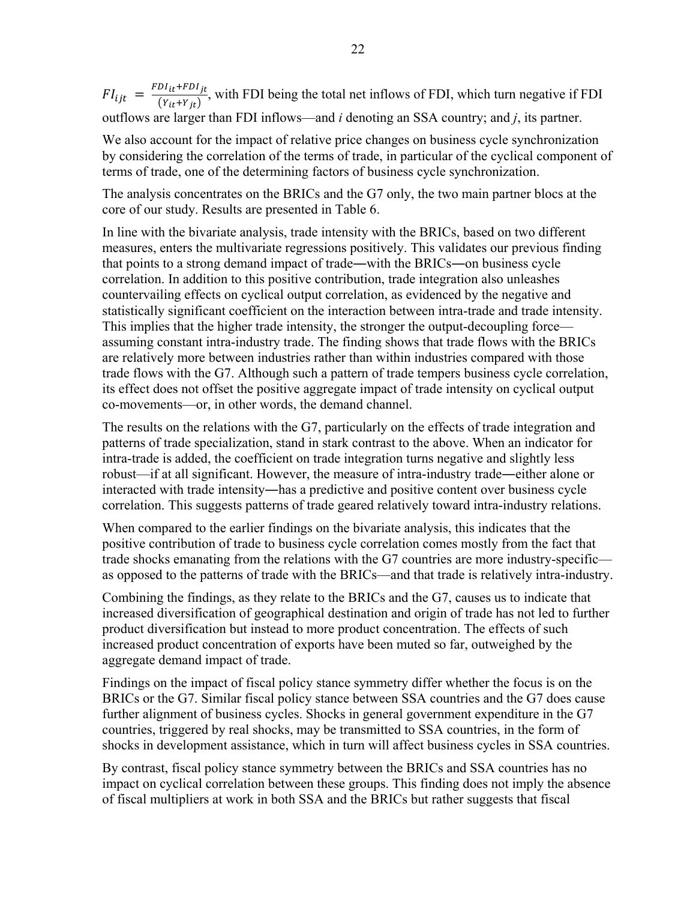$FI_{ijt} = \frac{FDI_{it}+FDI_{jt}}{(Y_{it}+Y_{jt})}$, with FDI being the total net inflows of FDI, which turn negative if FDI outflows are larger than FDI inflows—and $i$ denoting an SSA country; and $j$, its partner.

We also account for the impact of relative price changes on business cycle synchronization by considering the correlation of the terms of trade, in particular of the cyclical component of terms of trade, one of the determining factors of business cycle synchronization.

The analysis concentrates on the BRICs and the G7 only, the two main partner blocs at the core of our study. Results are presented in Table 6.

In line with the bivariate analysis, trade intensity with the BRICs, based on two different measures, enters the multivariate regressions positively. This validates our previous finding that points to a strong demand impact of trade―with the BRICs―on business cycle correlation. In addition to this positive contribution, trade integration also unleashes countervailing effects on cyclical output correlation, as evidenced by the negative and statistically significant coefficient on the interaction between intra-trade and trade intensity. This implies that the higher trade intensity, the stronger the output-decoupling force—assuming constant intra-industry trade. The finding shows that trade flows with the BRICs are relatively more between industries rather than within industries compared with those trade flows with the G7. Although such a pattern of trade tempers business cycle correlation, its effect does not offset the positive aggregate impact of trade intensity on cyclical output co-movements—or, in other words, the demand channel.

The results on the relations with the G7, particularly on the effects of trade integration and patterns of trade specialization, stand in stark contrast to the above. When an indicator for intra-trade is added, the coefficient on trade integration turns negative and slightly less robust—if at all significant. However, the measure of intra-industry trade―either alone or interacted with trade intensity―has a predictive and positive content over business cycle correlation. This suggests patterns of trade geared relatively toward intra-industry relations.

When compared to the earlier findings on the bivariate analysis, this indicates that the positive contribution of trade to business cycle correlation comes mostly from the fact that trade shocks emanating from the relations with the G7 countries are more industry-specific—as opposed to the patterns of trade with the BRICs—and that trade is relatively intra-industry.

Combining the findings, as they relate to the BRICs and the G7, causes us to indicate that increased diversification of geographical destination and origin of trade has not led to further product diversification but instead to more product concentration. The effects of such increased product concentration of exports have been muted so far, outweighed by the aggregate demand impact of trade.

Findings on the impact of fiscal policy stance symmetry differ whether the focus is on the BRICs or the G7. Similar fiscal policy stance between SSA countries and the G7 does cause further alignment of business cycles. Shocks in general government expenditure in the G7 countries, triggered by real shocks, may be transmitted to SSA countries, in the form of shocks in development assistance, which in turn will affect business cycles in SSA countries.

By contrast, fiscal policy stance symmetry between the BRICs and SSA countries has no impact on cyclical correlation between these groups. This finding does not imply the absence of fiscal multipliers at work in both SSA and the BRICs but rather suggests that fiscal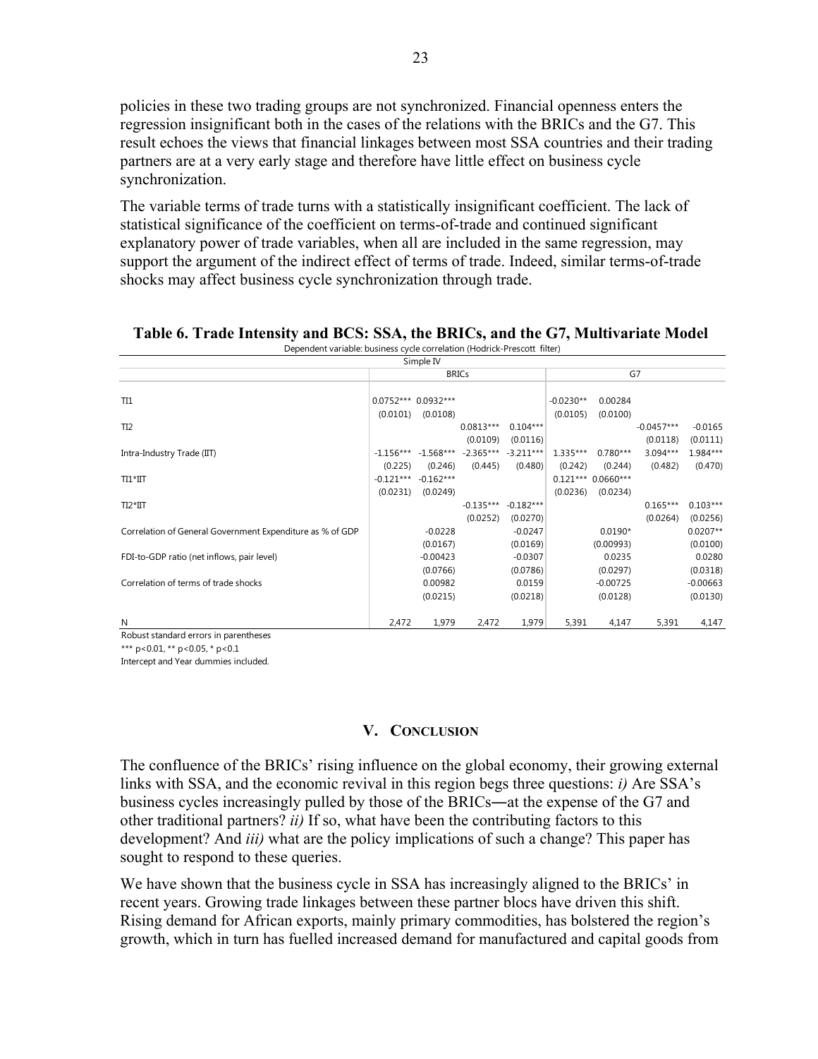policies in these two trading groups are not synchronized. Financial openness enters the regression insignificant both in the cases of the relations with the BRICs and the G7. This result echoes the views that financial linkages between most SSA countries and their trading partners are at a very early stage and therefore have little effect on business cycle synchronization.

The variable terms of trade turns with a statistically insignificant coefficient. The lack of statistical significance of the coefficient on terms-of-trade and continued significant explanatory power of trade variables, when all are included in the same regression, may support the argument of the indirect effect of terms of trade. Indeed, similar terms-of-trade shocks may affect business cycle synchronization through trade.

**Table 6. Trade Intensity and BCS: SSA, the BRICs, and the G7, Multivariate Model**

Dependent variable: business cycle correlation (Hodrick-Prescott filter)

| | Simple IV | | | | | | | |
|---|---|---|---|---|---|---|---|---|
| | BRICs | | | | G7 | | | |
| TI1 | 0.0752*** | 0.0932*** | | | -0.0230** | 0.00284 | | |
| | (0.0101) | (0.0108) | | | (0.0105) | (0.0100) | | |
| TI2 | | | 0.0813*** | 0.104*** | | | -0.0457*** | -0.0165 |
| | | | (0.0109) | (0.0116) | | | (0.0118) | (0.0111) |
| Intra-Industry Trade (IIT) | -1.156*** | -1.568*** | -2.365*** | -3.211*** | 1.335*** | 0.780*** | 3.094*** | 1.984*** |
| | (0.225) | (0.246) | (0.445) | (0.480) | (0.242) | (0.244) | (0.482) | (0.470) |
| TI1*IIT | -0.121*** | -0.162*** | | | 0.121*** | 0.0660*** | | |
| | (0.0231) | (0.0249) | | | (0.0236) | (0.0234) | | |
| TI2*IIT | | | -0.135*** | -0.182*** | | | 0.165*** | 0.103*** |
| | | | (0.0252) | (0.0270) | | | (0.0264) | (0.0256) |
| Correlation of General Government Expenditure as % of GDP | | -0.0228 | | -0.0247 | | 0.0190* | | 0.0207** |
| | | (0.0167) | | (0.0169) | | (0.00993) | | (0.0100) |
| FDI-to-GDP ratio (net inflows, pair level) | | -0.00423 | | -0.0307 | | 0.0235 | | 0.0280 |
| | | (0.0766) | | (0.0786) | | (0.0297) | | (0.0318) |
| Correlation of terms of trade shocks | | 0.00982 | | 0.0159 | | -0.00725 | | -0.00663 |
| | | (0.0215) | | (0.0218) | | (0.0128) | | (0.0130) |
| N | 2,472 | 1,979 | 2,472 | 1,979 | 5,391 | 4,147 | 5,391 | 4,147 |

Robust standard errors in parentheses

*** p<0.01, ** p<0.05, * p<0.1

Intercept and Year dummies included.

## V. Conclusion

The confluence of the BRICs' rising influence on the global economy, their growing external links with SSA, and the economic revival in this region begs three questions: *i)* Are SSA's business cycles increasingly pulled by those of the BRICs—at the expense of the G7 and other traditional partners? *ii)* If so, what have been the contributing factors to this development? And *iii)* what are the policy implications of such a change? This paper has sought to respond to these queries.

We have shown that the business cycle in SSA has increasingly aligned to the BRICs' in recent years. Growing trade linkages between these partner blocs have driven this shift. Rising demand for African exports, mainly primary commodities, has bolstered the region's growth, which in turn has fuelled increased demand for manufactured and capital goods from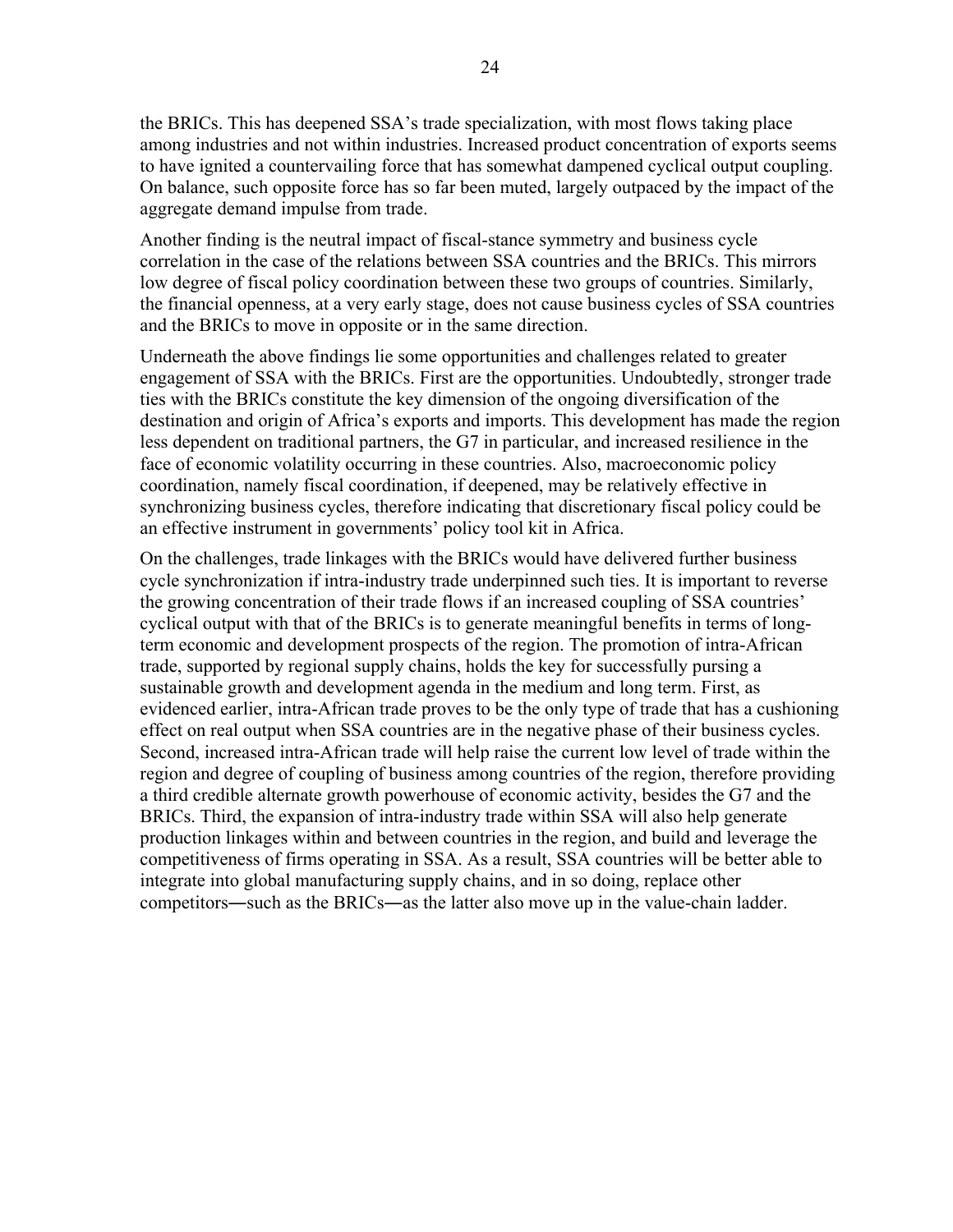the BRICs. This has deepened SSA's trade specialization, with most flows taking place among industries and not within industries. Increased product concentration of exports seems to have ignited a countervailing force that has somewhat dampened cyclical output coupling. On balance, such opposite force has so far been muted, largely outpaced by the impact of the aggregate demand impulse from trade.

Another finding is the neutral impact of fiscal-stance symmetry and business cycle correlation in the case of the relations between SSA countries and the BRICs. This mirrors low degree of fiscal policy coordination between these two groups of countries. Similarly, the financial openness, at a very early stage, does not cause business cycles of SSA countries and the BRICs to move in opposite or in the same direction.

Underneath the above findings lie some opportunities and challenges related to greater engagement of SSA with the BRICs. First are the opportunities. Undoubtedly, stronger trade ties with the BRICs constitute the key dimension of the ongoing diversification of the destination and origin of Africa's exports and imports. This development has made the region less dependent on traditional partners, the G7 in particular, and increased resilience in the face of economic volatility occurring in these countries. Also, macroeconomic policy coordination, namely fiscal coordination, if deepened, may be relatively effective in synchronizing business cycles, therefore indicating that discretionary fiscal policy could be an effective instrument in governments' policy tool kit in Africa.

On the challenges, trade linkages with the BRICs would have delivered further business cycle synchronization if intra-industry trade underpinned such ties. It is important to reverse the growing concentration of their trade flows if an increased coupling of SSA countries' cyclical output with that of the BRICs is to generate meaningful benefits in terms of long-term economic and development prospects of the region. The promotion of intra-African trade, supported by regional supply chains, holds the key for successfully pursing a sustainable growth and development agenda in the medium and long term. First, as evidenced earlier, intra-African trade proves to be the only type of trade that has a cushioning effect on real output when SSA countries are in the negative phase of their business cycles. Second, increased intra-African trade will help raise the current low level of trade within the region and degree of coupling of business among countries of the region, therefore providing a third credible alternate growth powerhouse of economic activity, besides the G7 and the BRICs. Third, the expansion of intra-industry trade within SSA will also help generate production linkages within and between countries in the region, and build and leverage the competitiveness of firms operating in SSA. As a result, SSA countries will be better able to integrate into global manufacturing supply chains, and in so doing, replace other competitors―such as the BRICs―as the latter also move up in the value-chain ladder.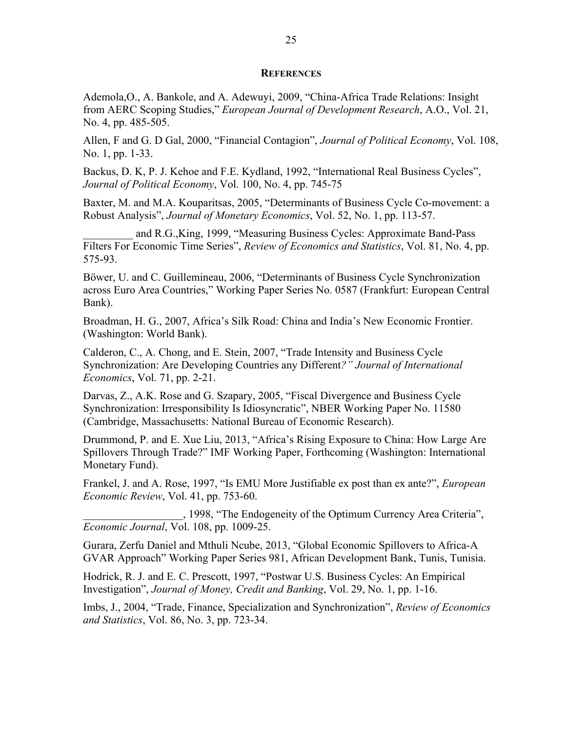## REFERENCES

Ademola,O., A. Bankole, and A. Adewuyi, 2009, "China-Africa Trade Relations: Insight from AERC Scoping Studies," *European Journal of Development Research*, A.O., Vol. 21, No. 4, pp. 485-505.

Allen, F and G. D Gal, 2000, "Financial Contagion", *Journal of Political Economy*, Vol. 108, No. 1, pp. 1-33.

Backus, D. K, P. J. Kehoe and F.E. Kydland, 1992, "International Real Business Cycles", *Journal of Political Economy*, Vol. 100, No. 4, pp. 745-75

Baxter, M. and M.A. Kouparitsas, 2005, "Determinants of Business Cycle Co-movement: a Robust Analysis", *Journal of Monetary Economics*, Vol. 52, No. 1, pp. 113-57.

_________ and R.G.,King, 1999, "Measuring Business Cycles: Approximate Band-Pass Filters For Economic Time Series", *Review of Economics and Statistics*, Vol. 81, No. 4, pp. 575-93.

Böwer, U. and C. Guillemineau, 2006, "Determinants of Business Cycle Synchronization across Euro Area Countries," Working Paper Series No. 0587 (Frankfurt: European Central Bank).

Broadman, H. G., 2007, Africa's Silk Road: China and India's New Economic Frontier. (Washington: World Bank).

Calderon, C., A. Chong, and E. Stein, 2007, "Trade Intensity and Business Cycle Synchronization: Are Developing Countries any Different*?" Journal of International Economics*, Vol. 71, pp. 2-21.

Darvas, Z., A.K. Rose and G. Szapary, 2005, "Fiscal Divergence and Business Cycle Synchronization: Irresponsibility Is Idiosyncratic", NBER Working Paper No. 11580 (Cambridge, Massachusetts: National Bureau of Economic Research).

Drummond, P. and E. Xue Liu, 2013, "Africa's Rising Exposure to China: How Large Are Spillovers Through Trade?" IMF Working Paper, Forthcoming (Washington: International Monetary Fund).

Frankel, J. and A. Rose, 1997, "Is EMU More Justifiable ex post than ex ante?", *European Economic Review*, Vol. 41, pp. 753-60.

_________________, 1998, "The Endogeneity of the Optimum Currency Area Criteria", *Economic Journal*, Vol. 108, pp. 1009-25.

Gurara, Zerfu Daniel and Mthuli Ncube, 2013, "Global Economic Spillovers to Africa-A GVAR Approach" Working Paper Series 981, African Development Bank, Tunis, Tunisia.

Hodrick, R. J. and E. C. Prescott, 1997, "Postwar U.S. Business Cycles: An Empirical Investigation", *Journal of Money, Credit and Banking*, Vol. 29, No. 1, pp. 1-16.

Imbs, J., 2004, "Trade, Finance, Specialization and Synchronization", *Review of Economics and Statistics*, Vol. 86, No. 3, pp. 723-34.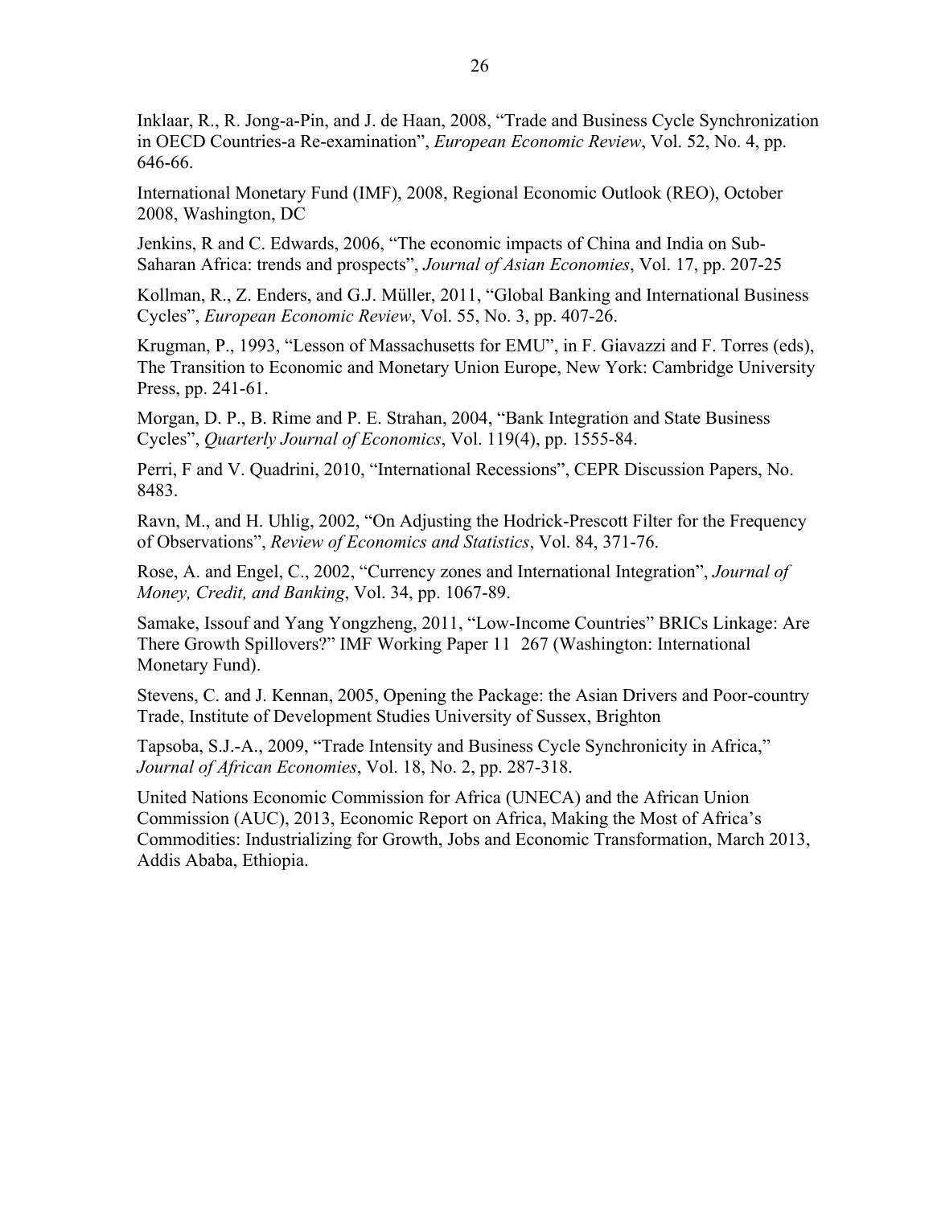Inklaar, R., R. Jong-a-Pin, and J. de Haan, 2008, "Trade and Business Cycle Synchronization in OECD Countries-a Re-examination", *European Economic Review*, Vol. 52, No. 4, pp. 646-66.

International Monetary Fund (IMF), 2008, Regional Economic Outlook (REO), October 2008, Washington, DC

Jenkins, R and C. Edwards, 2006, "The economic impacts of China and India on Sub-Saharan Africa: trends and prospects", *Journal of Asian Economies*, Vol. 17, pp. 207-25

Kollman, R., Z. Enders, and G.J. Müller, 2011, "Global Banking and International Business Cycles", *European Economic Review*, Vol. 55, No. 3, pp. 407-26.

Krugman, P., 1993, "Lesson of Massachusetts for EMU", in F. Giavazzi and F. Torres (eds), The Transition to Economic and Monetary Union Europe, New York: Cambridge University Press, pp. 241-61.

Morgan, D. P., B. Rime and P. E. Strahan, 2004, "Bank Integration and State Business Cycles", *Quarterly Journal of Economics*, Vol. 119(4), pp. 1555-84.

Perri, F and V. Quadrini, 2010, "International Recessions", CEPR Discussion Papers, No. 8483.

Ravn, M., and H. Uhlig, 2002, "On Adjusting the Hodrick-Prescott Filter for the Frequency of Observations", *Review of Economics and Statistics*, Vol. 84, 371-76.

Rose, A. and Engel, C., 2002, "Currency zones and International Integration", *Journal of Money, Credit, and Banking*, Vol. 34, pp. 1067-89.

Samake, Issouf and Yang Yongzheng, 2011, "Low-Income Countries" BRICs Linkage: Are There Growth Spillovers?" IMF Working Paper 11 267 (Washington: International Monetary Fund).

Stevens, C. and J. Kennan, 2005, Opening the Package: the Asian Drivers and Poor-country Trade, Institute of Development Studies University of Sussex, Brighton

Tapsoba, S.J.-A., 2009, "Trade Intensity and Business Cycle Synchronicity in Africa," *Journal of African Economies*, Vol. 18, No. 2, pp. 287-318.

United Nations Economic Commission for Africa (UNECA) and the African Union Commission (AUC), 2013, Economic Report on Africa, Making the Most of Africa's Commodities: Industrializing for Growth, Jobs and Economic Transformation, March 2013, Addis Ababa, Ethiopia.